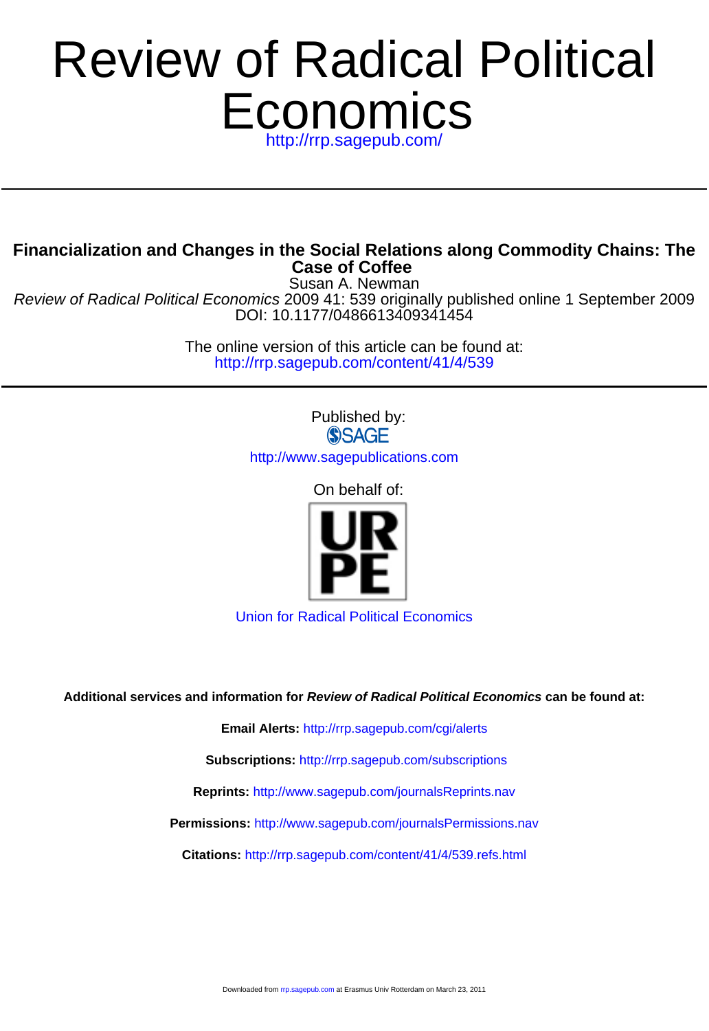# Review of Radical Political Economics

http://rrp.sagepub.com/

## Financialization and Changes in the Social Relations along Commodity Chains: The Case of Coffee

Susan A. Newman

*Review of Radical Political Economics* 2009 41: 539 originally published online 1 September 2009

DOI: 10.1177/0486613409341454

The online version of this article can be found at:

http://rrp.sagepub.com/content/41/4/539

Published by:

SAGE

http://www.sagepublications.com

On behalf of:

URPE

Union for Radical Political Economics

**Additional services and information for *Review of Radical Political Economics* can be found at:**

**Email Alerts:** http://rrp.sagepub.com/cgi/alerts

**Subscriptions:** http://rrp.sagepub.com/subscriptions

**Reprints:** http://www.sagepub.com/journalsReprints.nav

**Permissions:** http://www.sagepub.com/journalsPermissions.nav

**Citations:** http://rrp.sagepub.com/content/41/4/539.refs.html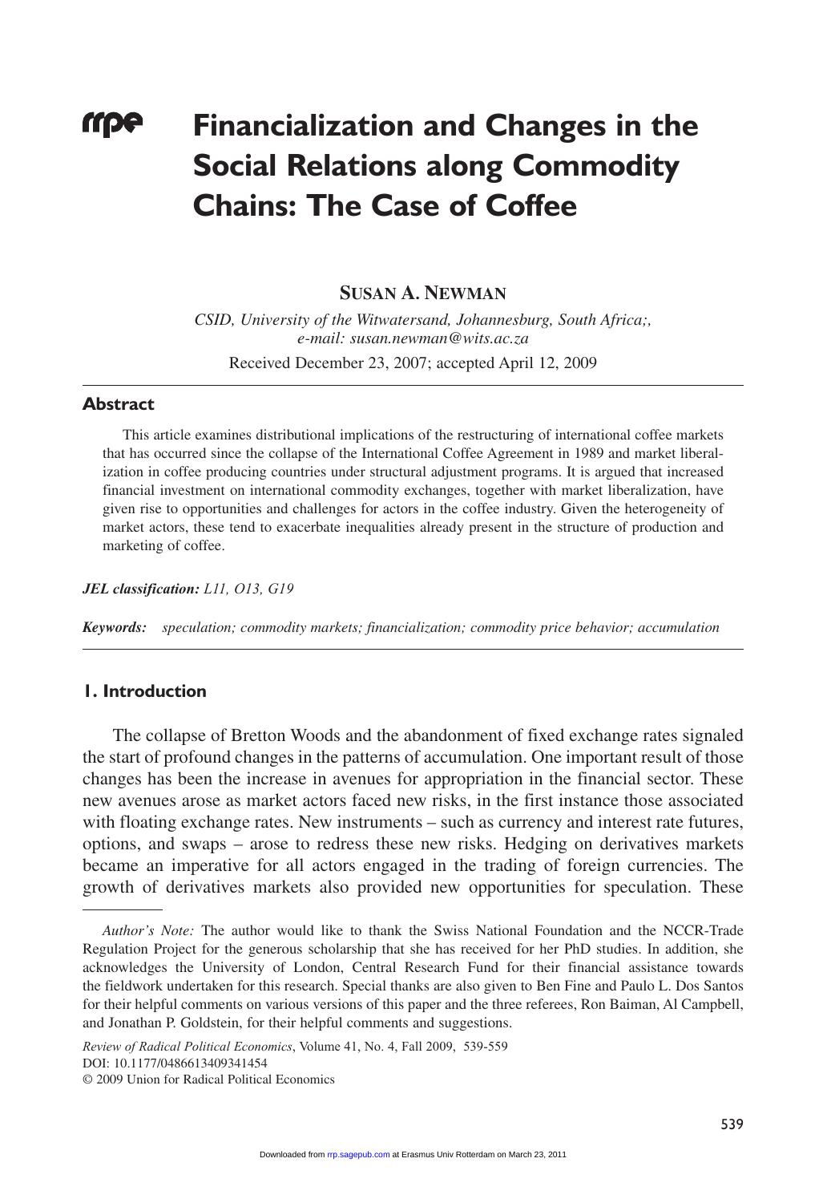# Financialization and Changes in the Social Relations along Commodity Chains: The Case of Coffee

**SUSAN A. NEWMAN**

*CSID, University of the Witwatersand, Johannesburg, South Africa;, e-mail: susan.newman@wits.ac.za*

Received December 23, 2007; accepted April 12, 2009

## Abstract

This article examines distributional implications of the restructuring of international coffee markets that has occurred since the collapse of the International Coffee Agreement in 1989 and market liberalization in coffee producing countries under structural adjustment programs. It is argued that increased financial investment on international commodity exchanges, together with market liberalization, have given rise to opportunities and challenges for actors in the coffee industry. Given the heterogeneity of market actors, these tend to exacerbate inequalities already present in the structure of production and marketing of coffee.

***JEL classification:*** *L11, O13, G19*

***Keywords:*** *speculation; commodity markets; financialization; commodity price behavior; accumulation*

## 1. Introduction

The collapse of Bretton Woods and the abandonment of fixed exchange rates signaled the start of profound changes in the patterns of accumulation. One important result of those changes has been the increase in avenues for appropriation in the financial sector. These new avenues arose as market actors faced new risks, in the first instance those associated with floating exchange rates. New instruments – such as currency and interest rate futures, options, and swaps – arose to redress these new risks. Hedging on derivatives markets became an imperative for all actors engaged in the trading of foreign currencies. The growth of derivatives markets also provided new opportunities for speculation. These

*Author's Note:* The author would like to thank the Swiss National Foundation and the NCCR-Trade Regulation Project for the generous scholarship that she has received for her PhD studies. In addition, she acknowledges the University of London, Central Research Fund for their financial assistance towards the fieldwork undertaken for this research. Special thanks are also given to Ben Fine and Paulo L. Dos Santos for their helpful comments on various versions of this paper and the three referees, Ron Baiman, Al Campbell, and Jonathan P. Goldstein, for their helpful comments and suggestions.

*Review of Radical Political Economics*, Volume 41, No. 4, Fall 2009, 539-559
DOI: 10.1177/0486613409341454
© 2009 Union for Radical Political Economics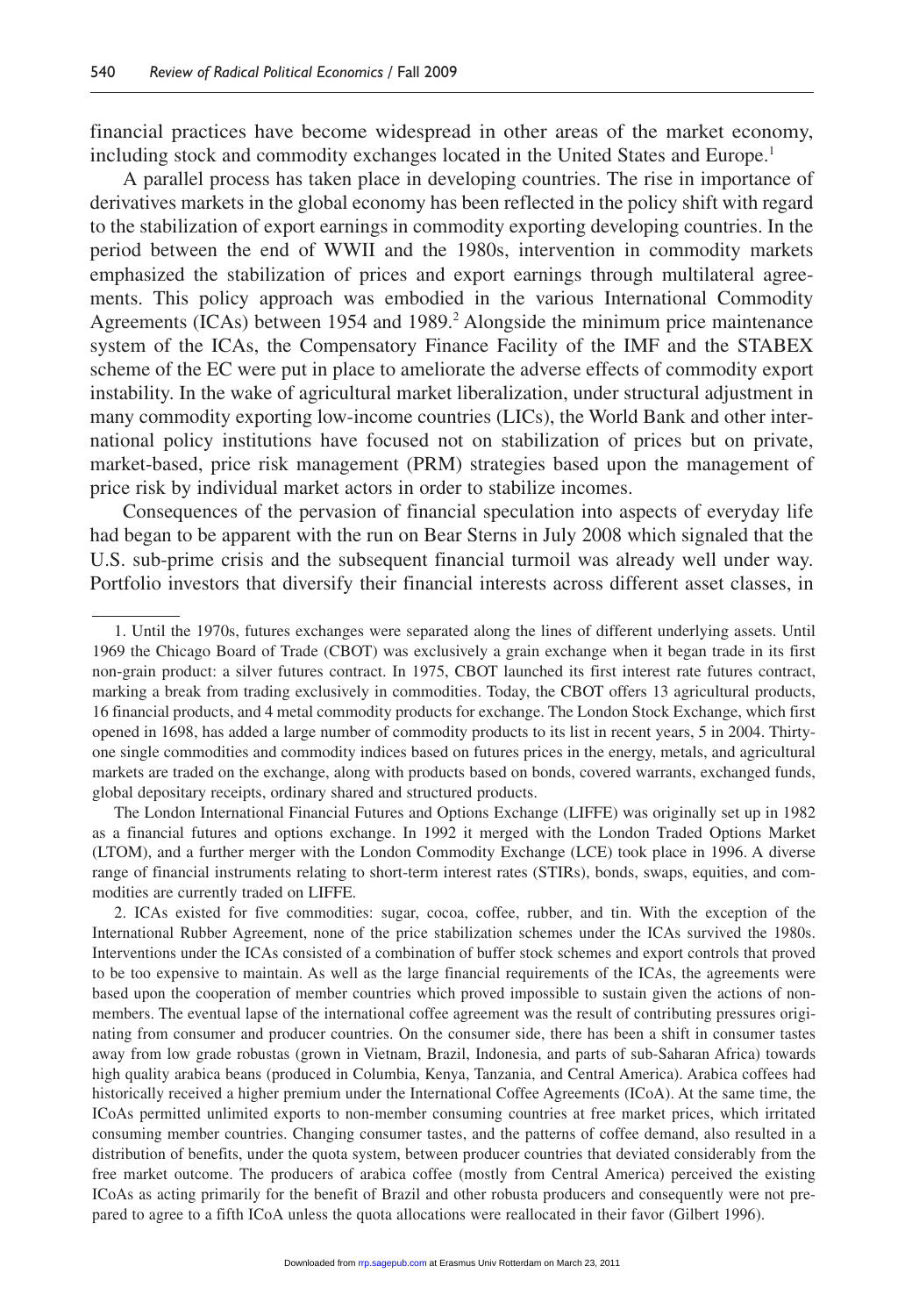financial practices have become widespread in other areas of the market economy, including stock and commodity exchanges located in the United States and Europe.[1]

A parallel process has taken place in developing countries. The rise in importance of derivatives markets in the global economy has been reflected in the policy shift with regard to the stabilization of export earnings in commodity exporting developing countries. In the period between the end of WWII and the 1980s, intervention in commodity markets emphasized the stabilization of prices and export earnings through multilateral agreements. This policy approach was embodied in the various International Commodity Agreements (ICAs) between 1954 and 1989.[2] Alongside the minimum price maintenance system of the ICAs, the Compensatory Finance Facility of the IMF and the STABEX scheme of the EC were put in place to ameliorate the adverse effects of commodity export instability. In the wake of agricultural market liberalization, under structural adjustment in many commodity exporting low-income countries (LICs), the World Bank and other international policy institutions have focused not on stabilization of prices but on private, market-based, price risk management (PRM) strategies based upon the management of price risk by individual market actors in order to stabilize incomes.

Consequences of the pervasion of financial speculation into aspects of everyday life had began to be apparent with the run on Bear Sterns in July 2008 which signaled that the U.S. sub-prime crisis and the subsequent financial turmoil was already well under way. Portfolio investors that diversify their financial interests across different asset classes, in

---

1. Until the 1970s, futures exchanges were separated along the lines of different underlying assets. Until 1969 the Chicago Board of Trade (CBOT) was exclusively a grain exchange when it began trade in its first non-grain product: a silver futures contract. In 1975, CBOT launched its first interest rate futures contract, marking a break from trading exclusively in commodities. Today, the CBOT offers 13 agricultural products, 16 financial products, and 4 metal commodity products for exchange. The London Stock Exchange, which first opened in 1698, has added a large number of commodity products to its list in recent years, 5 in 2004. Thirty-one single commodities and commodity indices based on futures prices in the energy, metals, and agricultural markets are traded on the exchange, along with products based on bonds, covered warrants, exchanged funds, global depositary receipts, ordinary shared and structured products.

The London International Financial Futures and Options Exchange (LIFFE) was originally set up in 1982 as a financial futures and options exchange. In 1992 it merged with the London Traded Options Market (LTOM), and a further merger with the London Commodity Exchange (LCE) took place in 1996. A diverse range of financial instruments relating to short-term interest rates (STIRs), bonds, swaps, equities, and commodities are currently traded on LIFFE.

2. ICAs existed for five commodities: sugar, cocoa, coffee, rubber, and tin. With the exception of the International Rubber Agreement, none of the price stabilization schemes under the ICAs survived the 1980s. Interventions under the ICAs consisted of a combination of buffer stock schemes and export controls that proved to be too expensive to maintain. As well as the large financial requirements of the ICAs, the agreements were based upon the cooperation of member countries which proved impossible to sustain given the actions of non-members. The eventual lapse of the international coffee agreement was the result of contributing pressures originating from consumer and producer countries. On the consumer side, there has been a shift in consumer tastes away from low grade robustas (grown in Vietnam, Brazil, Indonesia, and parts of sub-Saharan Africa) towards high quality arabica beans (produced in Columbia, Kenya, Tanzania, and Central America). Arabica coffees had historically received a higher premium under the International Coffee Agreements (ICoA). At the same time, the ICoAs permitted unlimited exports to non-member consuming countries at free market prices, which irritated consuming member countries. Changing consumer tastes, and the patterns of coffee demand, also resulted in a distribution of benefits, under the quota system, between producer countries that deviated considerably from the free market outcome. The producers of arabica coffee (mostly from Central America) perceived the existing ICoAs as acting primarily for the benefit of Brazil and other robusta producers and consequently were not prepared to agree to a fifth ICoA unless the quota allocations were reallocated in their favor (Gilbert 1996).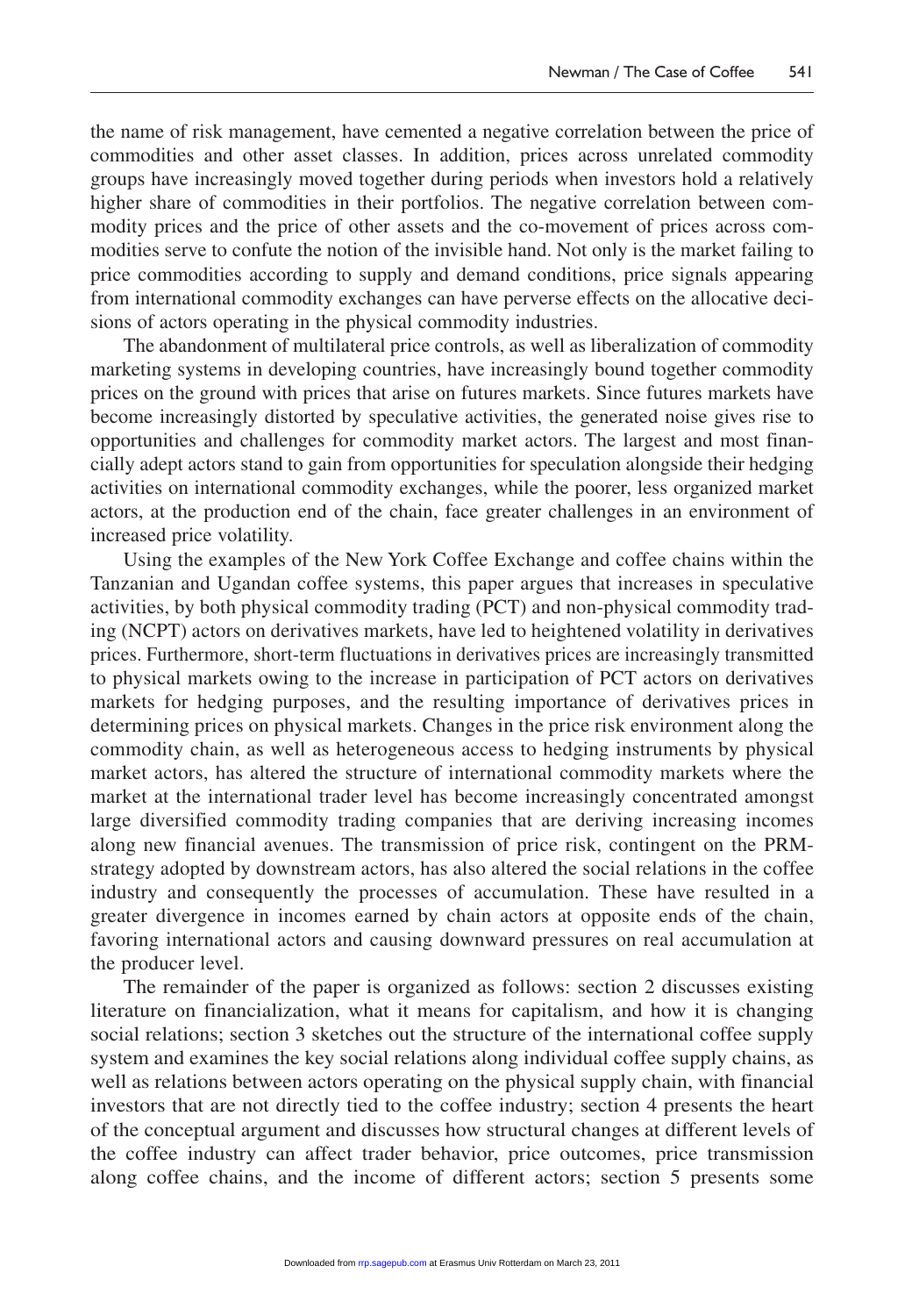the name of risk management, have cemented a negative correlation between the price of commodities and other asset classes. In addition, prices across unrelated commodity groups have increasingly moved together during periods when investors hold a relatively higher share of commodities in their portfolios. The negative correlation between commodity prices and the price of other assets and the co-movement of prices across commodities serve to confute the notion of the invisible hand. Not only is the market failing to price commodities according to supply and demand conditions, price signals appearing from international commodity exchanges can have perverse effects on the allocative decisions of actors operating in the physical commodity industries.

The abandonment of multilateral price controls, as well as liberalization of commodity marketing systems in developing countries, have increasingly bound together commodity prices on the ground with prices that arise on futures markets. Since futures markets have become increasingly distorted by speculative activities, the generated noise gives rise to opportunities and challenges for commodity market actors. The largest and most financially adept actors stand to gain from opportunities for speculation alongside their hedging activities on international commodity exchanges, while the poorer, less organized market actors, at the production end of the chain, face greater challenges in an environment of increased price volatility.

Using the examples of the New York Coffee Exchange and coffee chains within the Tanzanian and Ugandan coffee systems, this paper argues that increases in speculative activities, by both physical commodity trading (PCT) and non-physical commodity trading (NCPT) actors on derivatives markets, have led to heightened volatility in derivatives prices. Furthermore, short-term fluctuations in derivatives prices are increasingly transmitted to physical markets owing to the increase in participation of PCT actors on derivatives markets for hedging purposes, and the resulting importance of derivatives prices in determining prices on physical markets. Changes in the price risk environment along the commodity chain, as well as heterogeneous access to hedging instruments by physical market actors, has altered the structure of international commodity markets where the market at the international trader level has become increasingly concentrated amongst large diversified commodity trading companies that are deriving increasing incomes along new financial avenues. The transmission of price risk, contingent on the PRM-strategy adopted by downstream actors, has also altered the social relations in the coffee industry and consequently the processes of accumulation. These have resulted in a greater divergence in incomes earned by chain actors at opposite ends of the chain, favoring international actors and causing downward pressures on real accumulation at the producer level.

The remainder of the paper is organized as follows: section 2 discusses existing literature on financialization, what it means for capitalism, and how it is changing social relations; section 3 sketches out the structure of the international coffee supply system and examines the key social relations along individual coffee supply chains, as well as relations between actors operating on the physical supply chain, with financial investors that are not directly tied to the coffee industry; section 4 presents the heart of the conceptual argument and discusses how structural changes at different levels of the coffee industry can affect trader behavior, price outcomes, price transmission along coffee chains, and the income of different actors; section 5 presents some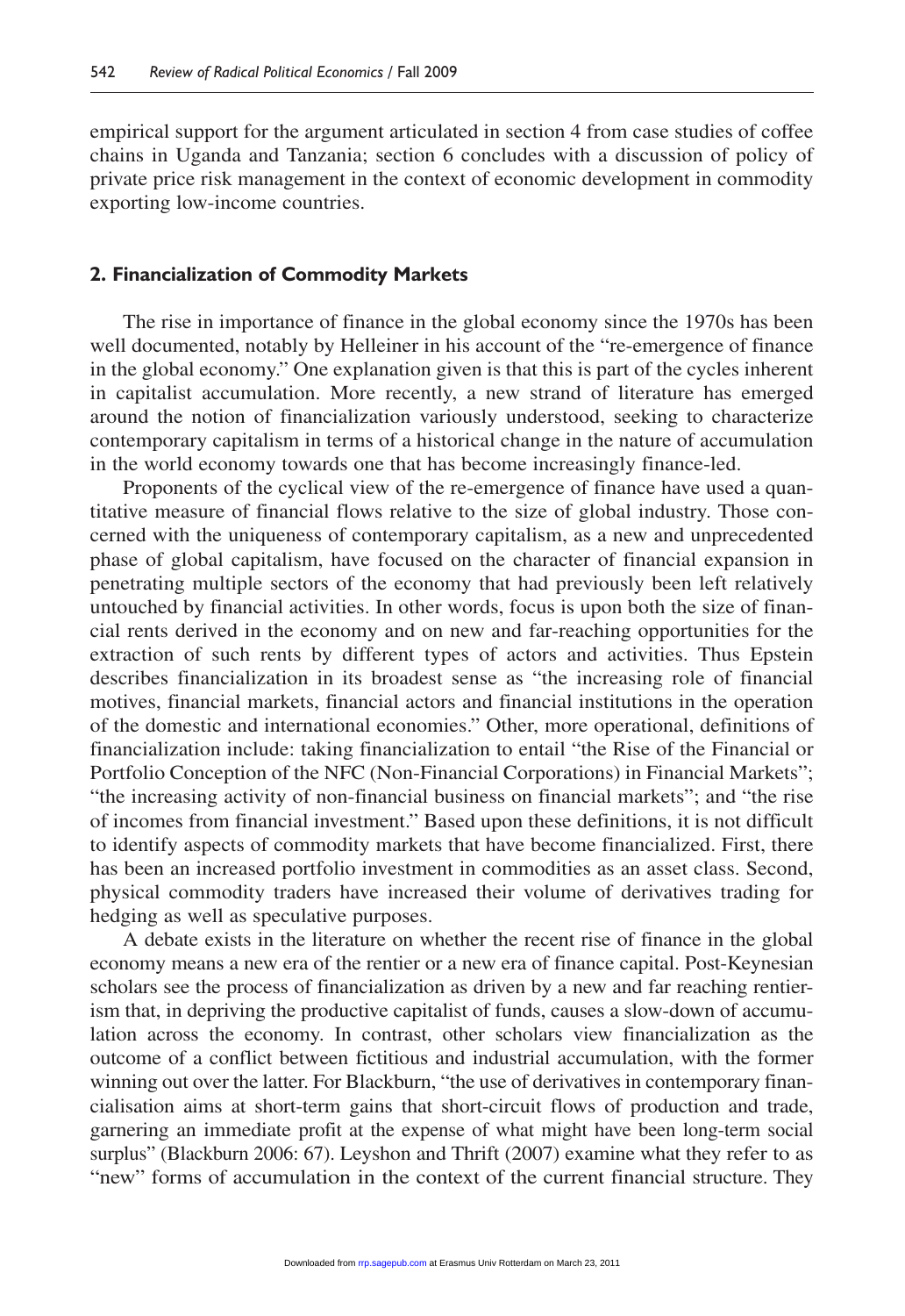empirical support for the argument articulated in section 4 from case studies of coffee chains in Uganda and Tanzania; section 6 concludes with a discussion of policy of private price risk management in the context of economic development in commodity exporting low-income countries.

## 2. Financialization of Commodity Markets

The rise in importance of finance in the global economy since the 1970s has been well documented, notably by Helleiner in his account of the "re-emergence of finance in the global economy." One explanation given is that this is part of the cycles inherent in capitalist accumulation. More recently, a new strand of literature has emerged around the notion of financialization variously understood, seeking to characterize contemporary capitalism in terms of a historical change in the nature of accumulation in the world economy towards one that has become increasingly finance-led.

Proponents of the cyclical view of the re-emergence of finance have used a quantitative measure of financial flows relative to the size of global industry. Those concerned with the uniqueness of contemporary capitalism, as a new and unprecedented phase of global capitalism, have focused on the character of financial expansion in penetrating multiple sectors of the economy that had previously been left relatively untouched by financial activities. In other words, focus is upon both the size of financial rents derived in the economy and on new and far-reaching opportunities for the extraction of such rents by different types of actors and activities. Thus Epstein describes financialization in its broadest sense as "the increasing role of financial motives, financial markets, financial actors and financial institutions in the operation of the domestic and international economies." Other, more operational, definitions of financialization include: taking financialization to entail "the Rise of the Financial or Portfolio Conception of the NFC (Non-Financial Corporations) in Financial Markets"; "the increasing activity of non-financial business on financial markets"; and "the rise of incomes from financial investment." Based upon these definitions, it is not difficult to identify aspects of commodity markets that have become financialized. First, there has been an increased portfolio investment in commodities as an asset class. Second, physical commodity traders have increased their volume of derivatives trading for hedging as well as speculative purposes.

A debate exists in the literature on whether the recent rise of finance in the global economy means a new era of the rentier or a new era of finance capital. Post-Keynesian scholars see the process of financialization as driven by a new and far reaching rentierism that, in depriving the productive capitalist of funds, causes a slow-down of accumulation across the economy. In contrast, other scholars view financialization as the outcome of a conflict between fictitious and industrial accumulation, with the former winning out over the latter. For Blackburn, "the use of derivatives in contemporary financialisation aims at short-term gains that short-circuit flows of production and trade, garnering an immediate profit at the expense of what might have been long-term social surplus" (Blackburn 2006: 67). Leyshon and Thrift (2007) examine what they refer to as "new" forms of accumulation in the context of the current financial structure. They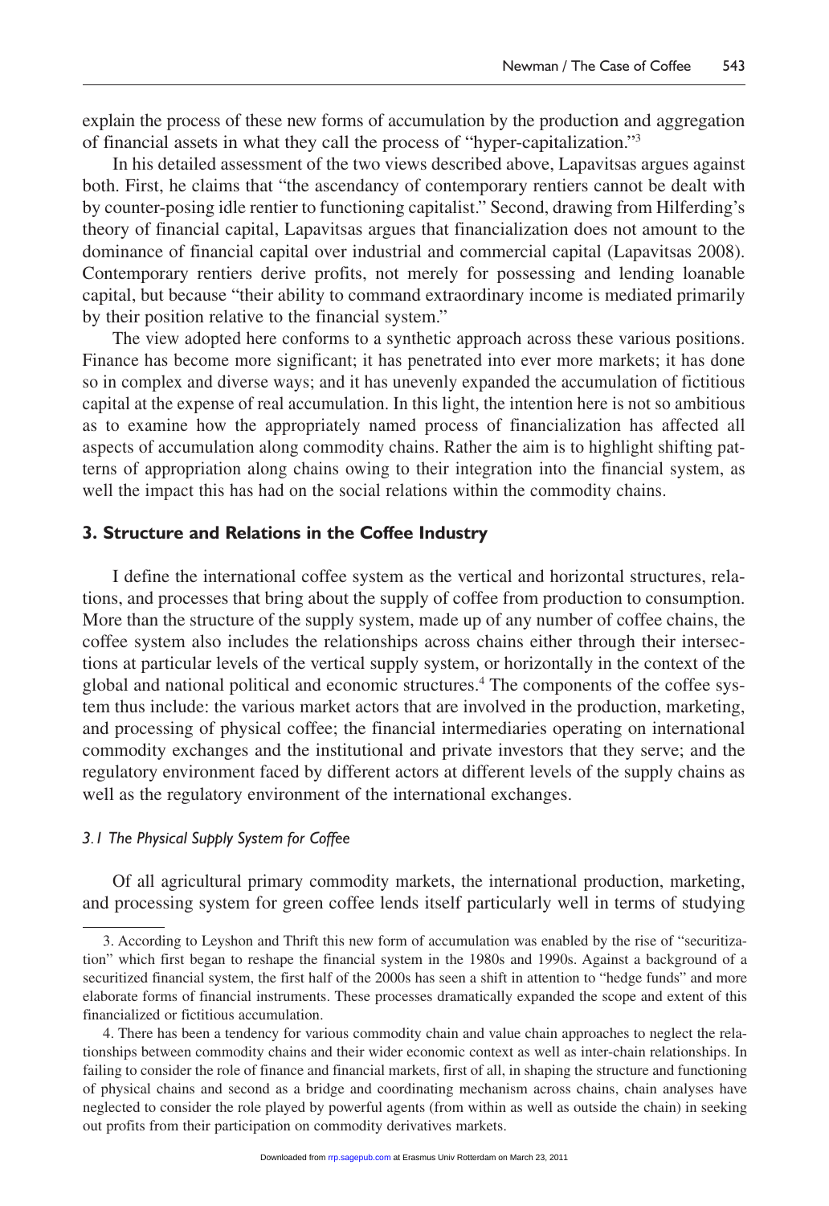explain the process of these new forms of accumulation by the production and aggregation of financial assets in what they call the process of "hyper-capitalization."[3]

In his detailed assessment of the two views described above, Lapavitsas argues against both. First, he claims that "the ascendancy of contemporary rentiers cannot be dealt with by counter-posing idle rentier to functioning capitalist." Second, drawing from Hilferding's theory of financial capital, Lapavitsas argues that financialization does not amount to the dominance of financial capital over industrial and commercial capital (Lapavitsas 2008). Contemporary rentiers derive profits, not merely for possessing and lending loanable capital, but because "their ability to command extraordinary income is mediated primarily by their position relative to the financial system."

The view adopted here conforms to a synthetic approach across these various positions. Finance has become more significant; it has penetrated into ever more markets; it has done so in complex and diverse ways; and it has unevenly expanded the accumulation of fictitious capital at the expense of real accumulation. In this light, the intention here is not so ambitious as to examine how the appropriately named process of financialization has affected all aspects of accumulation along commodity chains. Rather the aim is to highlight shifting patterns of appropriation along chains owing to their integration into the financial system, as well the impact this has had on the social relations within the commodity chains.

## 3. Structure and Relations in the Coffee Industry

I define the international coffee system as the vertical and horizontal structures, relations, and processes that bring about the supply of coffee from production to consumption. More than the structure of the supply system, made up of any number of coffee chains, the coffee system also includes the relationships across chains either through their intersections at particular levels of the vertical supply system, or horizontally in the context of the global and national political and economic structures.[4] The components of the coffee system thus include: the various market actors that are involved in the production, marketing, and processing of physical coffee; the financial intermediaries operating on international commodity exchanges and the institutional and private investors that they serve; and the regulatory environment faced by different actors at different levels of the supply chains as well as the regulatory environment of the international exchanges.

### *3.1 The Physical Supply System for Coffee*

Of all agricultural primary commodity markets, the international production, marketing, and processing system for green coffee lends itself particularly well in terms of studying

3. According to Leyshon and Thrift this new form of accumulation was enabled by the rise of "securitization" which first began to reshape the financial system in the 1980s and 1990s. Against a background of a securitized financial system, the first half of the 2000s has seen a shift in attention to "hedge funds" and more elaborate forms of financial instruments. These processes dramatically expanded the scope and extent of this financialized or fictitious accumulation.

4. There has been a tendency for various commodity chain and value chain approaches to neglect the relationships between commodity chains and their wider economic context as well as inter-chain relationships. In failing to consider the role of finance and financial markets, first of all, in shaping the structure and functioning of physical chains and second as a bridge and coordinating mechanism across chains, chain analyses have neglected to consider the role played by powerful agents (from within as well as outside the chain) in seeking out profits from their participation on commodity derivatives markets.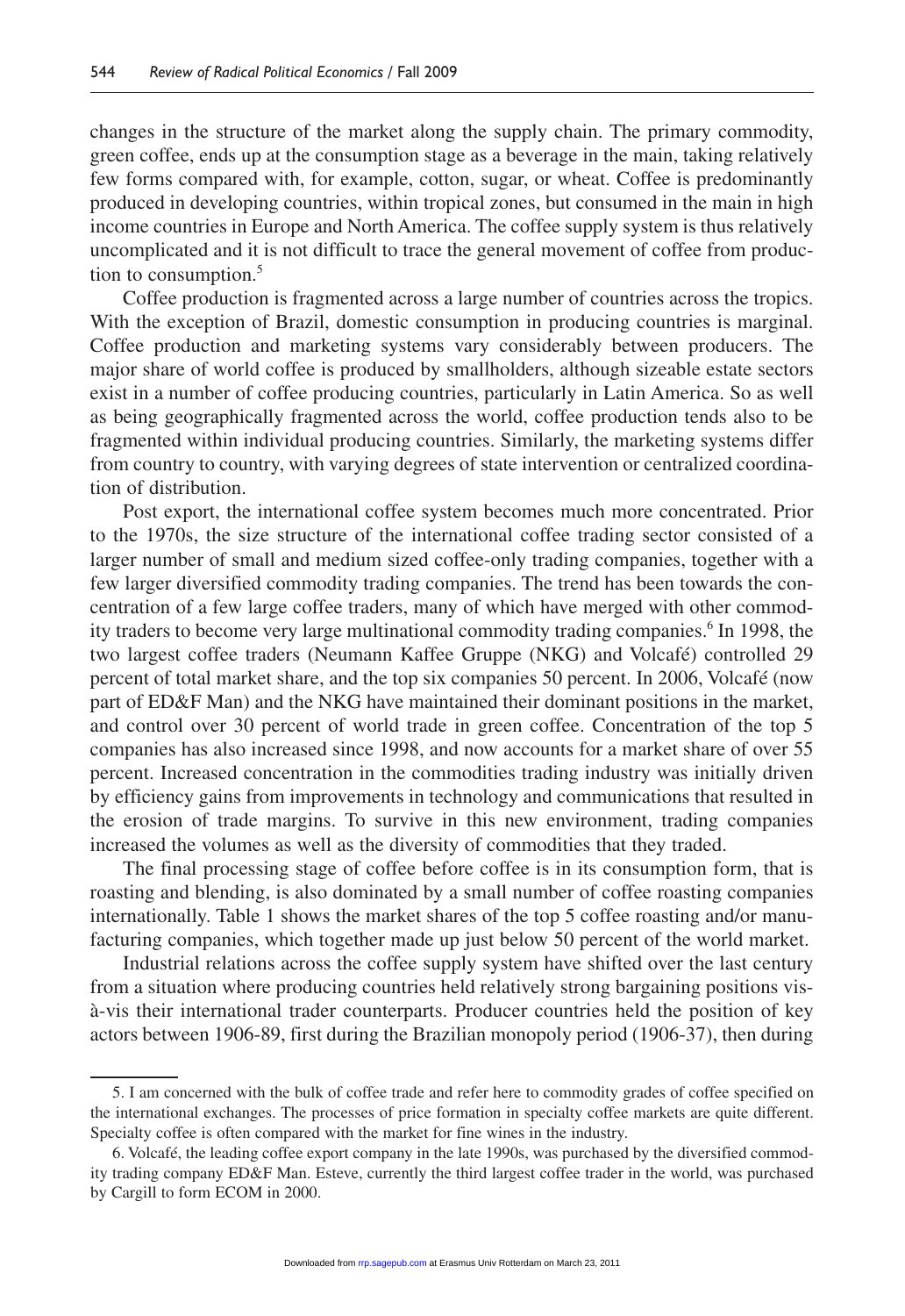changes in the structure of the market along the supply chain. The primary commodity, green coffee, ends up at the consumption stage as a beverage in the main, taking relatively few forms compared with, for example, cotton, sugar, or wheat. Coffee is predominantly produced in developing countries, within tropical zones, but consumed in the main in high income countries in Europe and North America. The coffee supply system is thus relatively uncomplicated and it is not difficult to trace the general movement of coffee from production to consumption.[5]

Coffee production is fragmented across a large number of countries across the tropics. With the exception of Brazil, domestic consumption in producing countries is marginal. Coffee production and marketing systems vary considerably between producers. The major share of world coffee is produced by smallholders, although sizeable estate sectors exist in a number of coffee producing countries, particularly in Latin America. So as well as being geographically fragmented across the world, coffee production tends also to be fragmented within individual producing countries. Similarly, the marketing systems differ from country to country, with varying degrees of state intervention or centralized coordination of distribution.

Post export, the international coffee system becomes much more concentrated. Prior to the 1970s, the size structure of the international coffee trading sector consisted of a larger number of small and medium sized coffee-only trading companies, together with a few larger diversified commodity trading companies. The trend has been towards the concentration of a few large coffee traders, many of which have merged with other commodity traders to become very large multinational commodity trading companies.[6] In 1998, the two largest coffee traders (Neumann Kaffee Gruppe (NKG) and Volcafé) controlled 29 percent of total market share, and the top six companies 50 percent. In 2006, Volcafé (now part of ED&F Man) and the NKG have maintained their dominant positions in the market, and control over 30 percent of world trade in green coffee. Concentration of the top 5 companies has also increased since 1998, and now accounts for a market share of over 55 percent. Increased concentration in the commodities trading industry was initially driven by efficiency gains from improvements in technology and communications that resulted in the erosion of trade margins. To survive in this new environment, trading companies increased the volumes as well as the diversity of commodities that they traded.

The final processing stage of coffee before coffee is in its consumption form, that is roasting and blending, is also dominated by a small number of coffee roasting companies internationally. Table 1 shows the market shares of the top 5 coffee roasting and/or manufacturing companies, which together made up just below 50 percent of the world market.

Industrial relations across the coffee supply system have shifted over the last century from a situation where producing countries held relatively strong bargaining positions vis-à-vis their international trader counterparts. Producer countries held the position of key actors between 1906-89, first during the Brazilian monopoly period (1906-37), then during

5. I am concerned with the bulk of coffee trade and refer here to commodity grades of coffee specified on the international exchanges. The processes of price formation in specialty coffee markets are quite different. Specialty coffee is often compared with the market for fine wines in the industry.

6. Volcafé, the leading coffee export company in the late 1990s, was purchased by the diversified commodity trading company ED&F Man. Esteve, currently the third largest coffee trader in the world, was purchased by Cargill to form ECOM in 2000.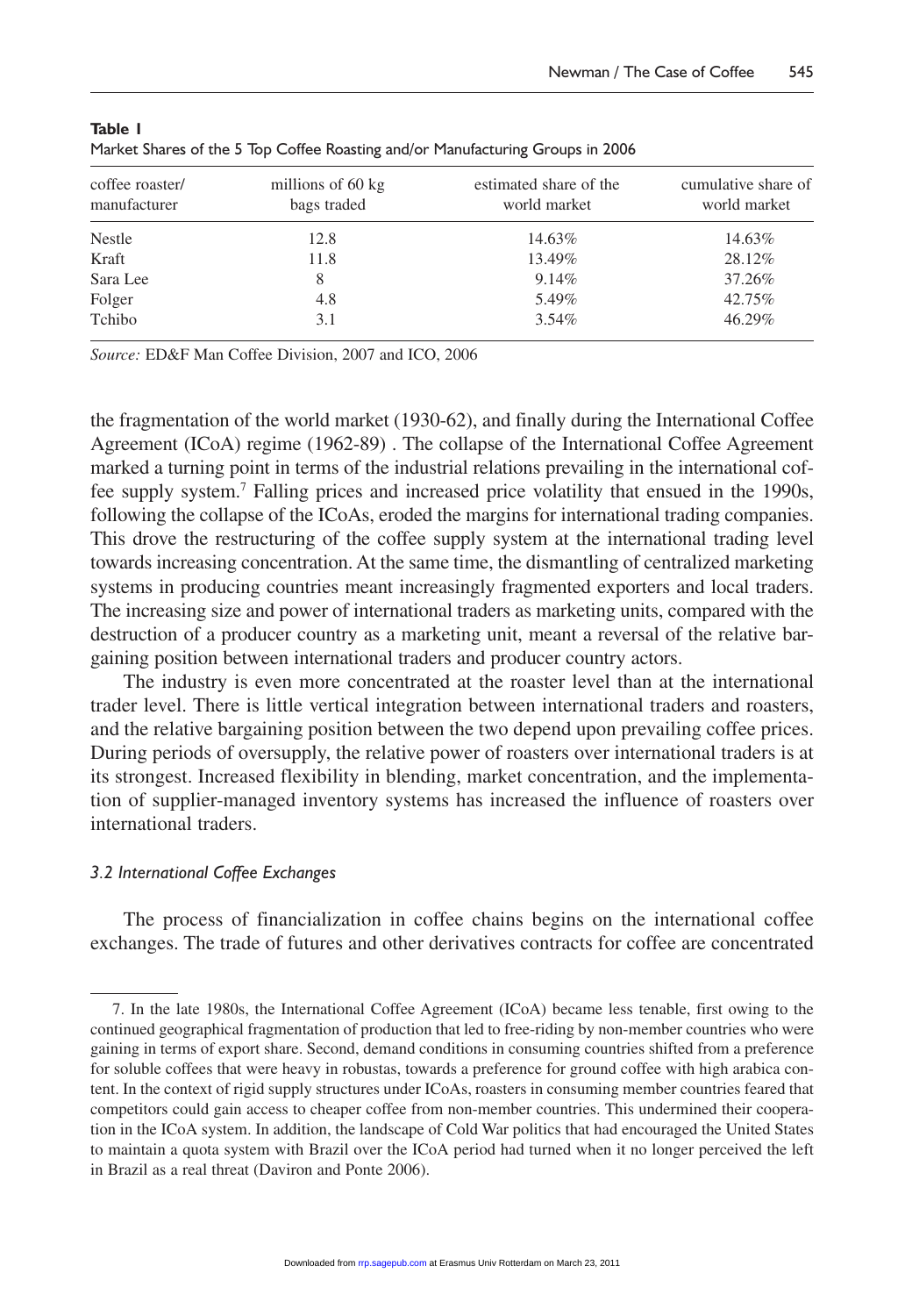**Table 1**
Market Shares of the 5 Top Coffee Roasting and/or Manufacturing Groups in 2006

| coffee roaster/ manufacturer | millions of 60 kg bags traded | estimated share of the world market | cumulative share of world market |
|---|---|---|---|
| Nestle | 12.8 | 14.63% | 14.63% |
| Kraft | 11.8 | 13.49% | 28.12% |
| Sara Lee | 8 | 9.14% | 37.26% |
| Folger | 4.8 | 5.49% | 42.75% |
| Tchibo | 3.1 | 3.54% | 46.29% |

*Source:* ED&F Man Coffee Division, 2007 and ICO, 2006

the fragmentation of the world market (1930-62), and finally during the International Coffee Agreement (ICoA) regime (1962-89) . The collapse of the International Coffee Agreement marked a turning point in terms of the industrial relations prevailing in the international coffee supply system.[7] Falling prices and increased price volatility that ensued in the 1990s, following the collapse of the ICoAs, eroded the margins for international trading companies. This drove the restructuring of the coffee supply system at the international trading level towards increasing concentration. At the same time, the dismantling of centralized marketing systems in producing countries meant increasingly fragmented exporters and local traders. The increasing size and power of international traders as marketing units, compared with the destruction of a producer country as a marketing unit, meant a reversal of the relative bargaining position between international traders and producer country actors.

The industry is even more concentrated at the roaster level than at the international trader level. There is little vertical integration between international traders and roasters, and the relative bargaining position between the two depend upon prevailing coffee prices. During periods of oversupply, the relative power of roasters over international traders is at its strongest. Increased flexibility in blending, market concentration, and the implementation of supplier-managed inventory systems has increased the influence of roasters over international traders.

### *3.2 International Coffee Exchanges*

The process of financialization in coffee chains begins on the international coffee exchanges. The trade of futures and other derivatives contracts for coffee are concentrated

7. In the late 1980s, the International Coffee Agreement (ICoA) became less tenable, first owing to the continued geographical fragmentation of production that led to free-riding by non-member countries who were gaining in terms of export share. Second, demand conditions in consuming countries shifted from a preference for soluble coffees that were heavy in robustas, towards a preference for ground coffee with high arabica content. In the context of rigid supply structures under ICoAs, roasters in consuming member countries feared that competitors could gain access to cheaper coffee from non-member countries. This undermined their cooperation in the ICoA system. In addition, the landscape of Cold War politics that had encouraged the United States to maintain a quota system with Brazil over the ICoA period had turned when it no longer perceived the left in Brazil as a real threat (Daviron and Ponte 2006).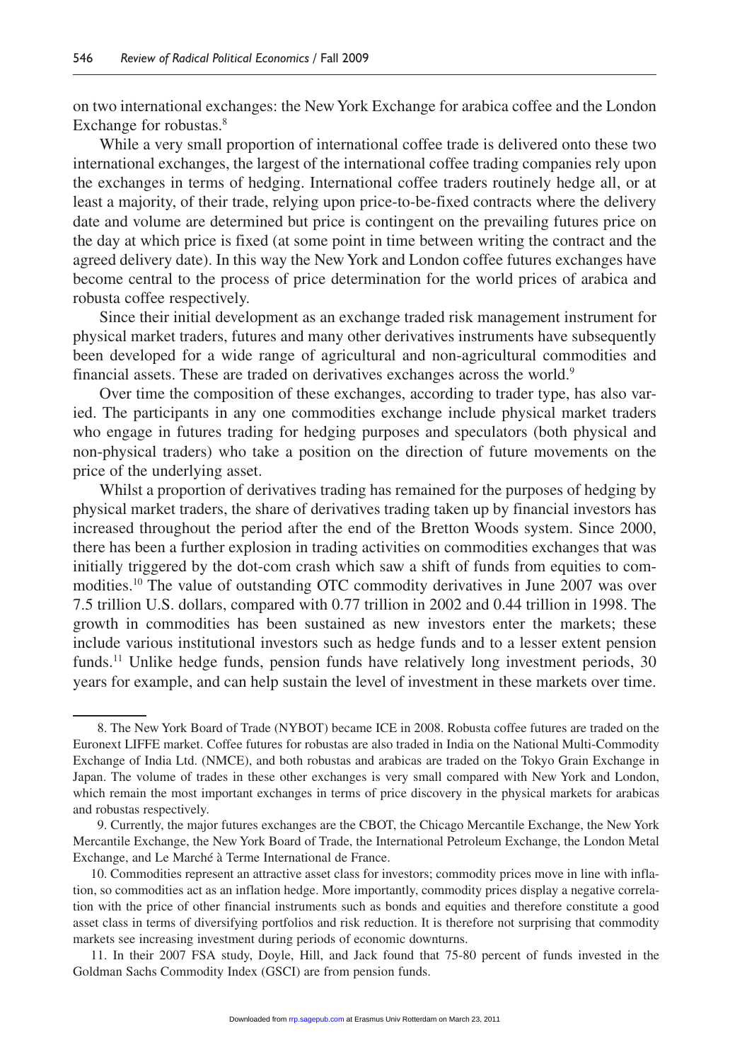on two international exchanges: the New York Exchange for arabica coffee and the London Exchange for robustas.[8]

While a very small proportion of international coffee trade is delivered onto these two international exchanges, the largest of the international coffee trading companies rely upon the exchanges in terms of hedging. International coffee traders routinely hedge all, or at least a majority, of their trade, relying upon price-to-be-fixed contracts where the delivery date and volume are determined but price is contingent on the prevailing futures price on the day at which price is fixed (at some point in time between writing the contract and the agreed delivery date). In this way the New York and London coffee futures exchanges have become central to the process of price determination for the world prices of arabica and robusta coffee respectively.

Since their initial development as an exchange traded risk management instrument for physical market traders, futures and many other derivatives instruments have subsequently been developed for a wide range of agricultural and non-agricultural commodities and financial assets. These are traded on derivatives exchanges across the world.[9]

Over time the composition of these exchanges, according to trader type, has also varied. The participants in any one commodities exchange include physical market traders who engage in futures trading for hedging purposes and speculators (both physical and non-physical traders) who take a position on the direction of future movements on the price of the underlying asset.

Whilst a proportion of derivatives trading has remained for the purposes of hedging by physical market traders, the share of derivatives trading taken up by financial investors has increased throughout the period after the end of the Bretton Woods system. Since 2000, there has been a further explosion in trading activities on commodities exchanges that was initially triggered by the dot-com crash which saw a shift of funds from equities to commodities.[10] The value of outstanding OTC commodity derivatives in June 2007 was over 7.5 trillion U.S. dollars, compared with 0.77 trillion in 2002 and 0.44 trillion in 1998. The growth in commodities has been sustained as new investors enter the markets; these include various institutional investors such as hedge funds and to a lesser extent pension funds.[11] Unlike hedge funds, pension funds have relatively long investment periods, 30 years for example, and can help sustain the level of investment in these markets over time.

---

8. The New York Board of Trade (NYBOT) became ICE in 2008. Robusta coffee futures are traded on the Euronext LIFFE market. Coffee futures for robustas are also traded in India on the National Multi-Commodity Exchange of India Ltd. (NMCE), and both robustas and arabicas are traded on the Tokyo Grain Exchange in Japan. The volume of trades in these other exchanges is very small compared with New York and London, which remain the most important exchanges in terms of price discovery in the physical markets for arabicas and robustas respectively.

9. Currently, the major futures exchanges are the CBOT, the Chicago Mercantile Exchange, the New York Mercantile Exchange, the New York Board of Trade, the International Petroleum Exchange, the London Metal Exchange, and Le Marché à Terme International de France.

10. Commodities represent an attractive asset class for investors; commodity prices move in line with inflation, so commodities act as an inflation hedge. More importantly, commodity prices display a negative correlation with the price of other financial instruments such as bonds and equities and therefore constitute a good asset class in terms of diversifying portfolios and risk reduction. It is therefore not surprising that commodity markets see increasing investment during periods of economic downturns.

11. In their 2007 FSA study, Doyle, Hill, and Jack found that 75-80 percent of funds invested in the Goldman Sachs Commodity Index (GSCI) are from pension funds.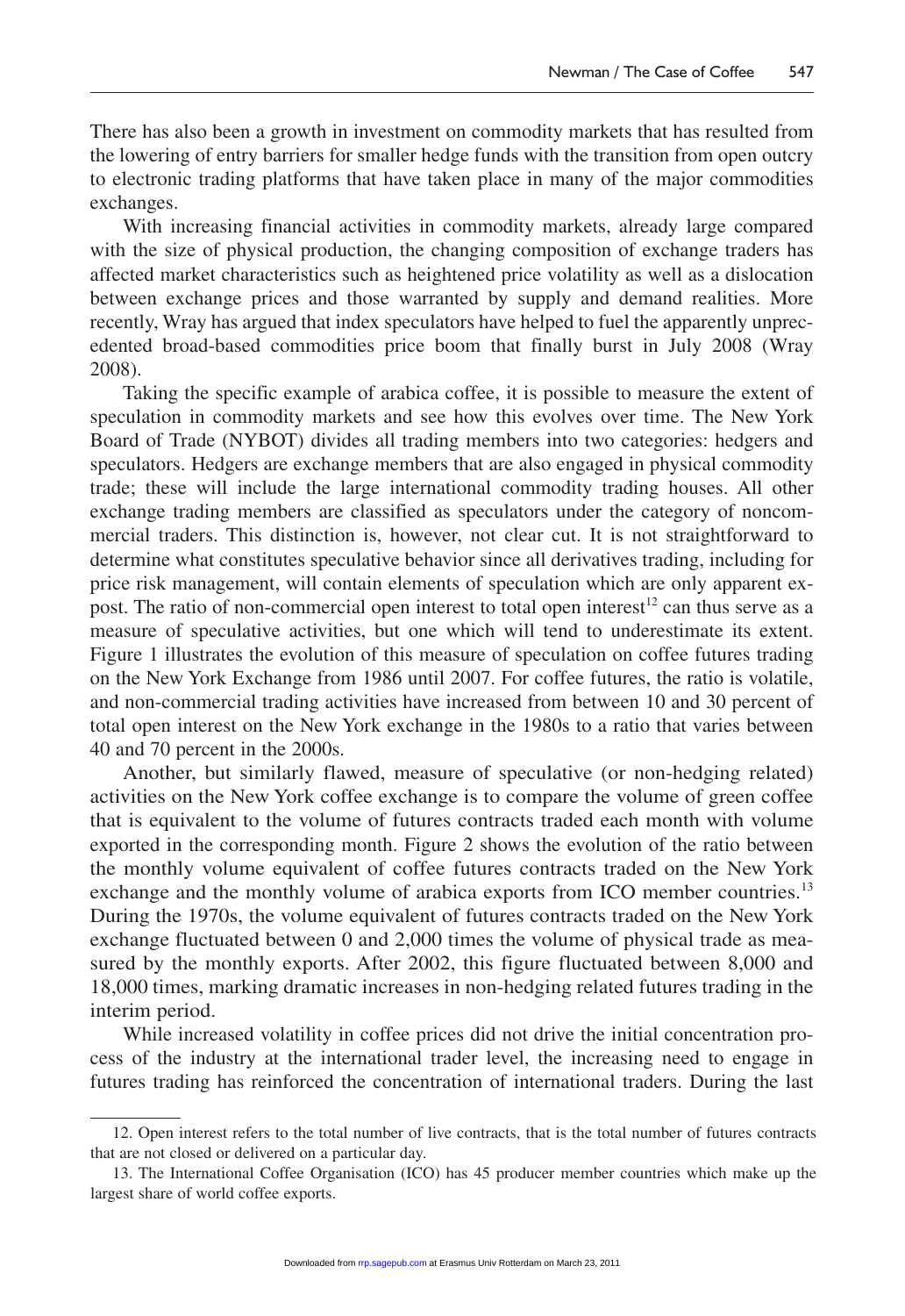There has also been a growth in investment on commodity markets that has resulted from the lowering of entry barriers for smaller hedge funds with the transition from open outcry to electronic trading platforms that have taken place in many of the major commodities exchanges.

With increasing financial activities in commodity markets, already large compared with the size of physical production, the changing composition of exchange traders has affected market characteristics such as heightened price volatility as well as a dislocation between exchange prices and those warranted by supply and demand realities. More recently, Wray has argued that index speculators have helped to fuel the apparently unprecedented broad-based commodities price boom that finally burst in July 2008 (Wray 2008).

Taking the specific example of arabica coffee, it is possible to measure the extent of speculation in commodity markets and see how this evolves over time. The New York Board of Trade (NYBOT) divides all trading members into two categories: hedgers and speculators. Hedgers are exchange members that are also engaged in physical commodity trade; these will include the large international commodity trading houses. All other exchange trading members are classified as speculators under the category of noncommercial traders. This distinction is, however, not clear cut. It is not straightforward to determine what constitutes speculative behavior since all derivatives trading, including for price risk management, will contain elements of speculation which are only apparent ex-post. The ratio of non-commercial open interest to total open interest[12] can thus serve as a measure of speculative activities, but one which will tend to underestimate its extent. Figure 1 illustrates the evolution of this measure of speculation on coffee futures trading on the New York Exchange from 1986 until 2007. For coffee futures, the ratio is volatile, and non-commercial trading activities have increased from between 10 and 30 percent of total open interest on the New York exchange in the 1980s to a ratio that varies between 40 and 70 percent in the 2000s.

Another, but similarly flawed, measure of speculative (or non-hedging related) activities on the New York coffee exchange is to compare the volume of green coffee that is equivalent to the volume of futures contracts traded each month with volume exported in the corresponding month. Figure 2 shows the evolution of the ratio between the monthly volume equivalent of coffee futures contracts traded on the New York exchange and the monthly volume of arabica exports from ICO member countries.[13] During the 1970s, the volume equivalent of futures contracts traded on the New York exchange fluctuated between 0 and 2,000 times the volume of physical trade as measured by the monthly exports. After 2002, this figure fluctuated between 8,000 and 18,000 times, marking dramatic increases in non-hedging related futures trading in the interim period.

While increased volatility in coffee prices did not drive the initial concentration process of the industry at the international trader level, the increasing need to engage in futures trading has reinforced the concentration of international traders. During the last

12. Open interest refers to the total number of live contracts, that is the total number of futures contracts that are not closed or delivered on a particular day.

13. The International Coffee Organisation (ICO) has 45 producer member countries which make up the largest share of world coffee exports.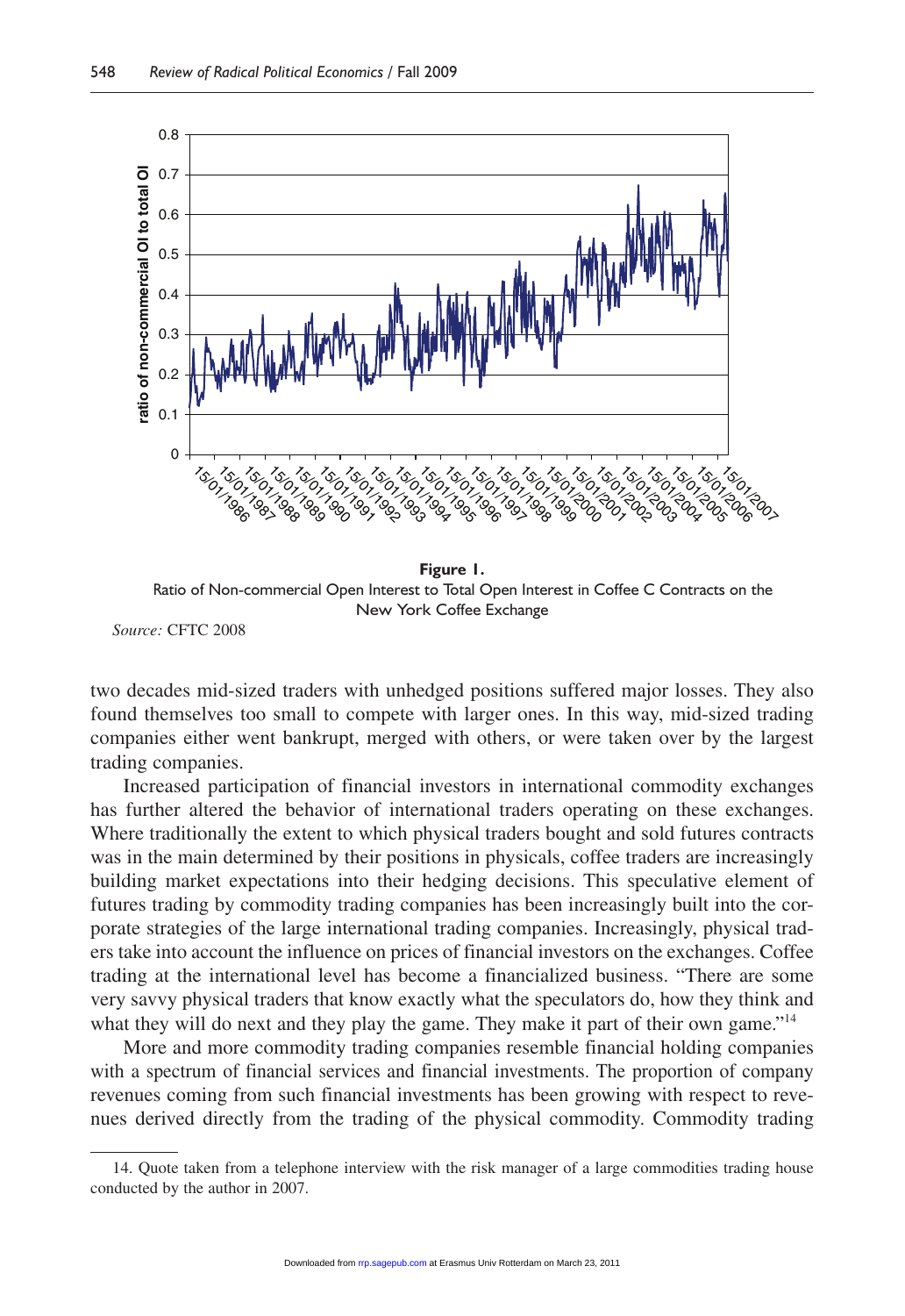**Figure 1.**
Ratio of Non-commercial Open Interest to Total Open Interest in Coffee C Contracts on the New York Coffee Exchange

*Source:* CFTC 2008

two decades mid-sized traders with unhedged positions suffered major losses. They also found themselves too small to compete with larger ones. In this way, mid-sized trading companies either went bankrupt, merged with others, or were taken over by the largest trading companies.

Increased participation of financial investors in international commodity exchanges has further altered the behavior of international traders operating on these exchanges. Where traditionally the extent to which physical traders bought and sold futures contracts was in the main determined by their positions in physicals, coffee traders are increasingly building market expectations into their hedging decisions. This speculative element of futures trading by commodity trading companies has been increasingly built into the corporate strategies of the large international trading companies. Increasingly, physical traders take into account the influence on prices of financial investors on the exchanges. Coffee trading at the international level has become a financialized business. "There are some very savvy physical traders that know exactly what the speculators do, how they think and what they will do next and they play the game. They make it part of their own game."[14]

More and more commodity trading companies resemble financial holding companies with a spectrum of financial services and financial investments. The proportion of company revenues coming from such financial investments has been growing with respect to revenues derived directly from the trading of the physical commodity. Commodity trading

14. Quote taken from a telephone interview with the risk manager of a large commodities trading house conducted by the author in 2007.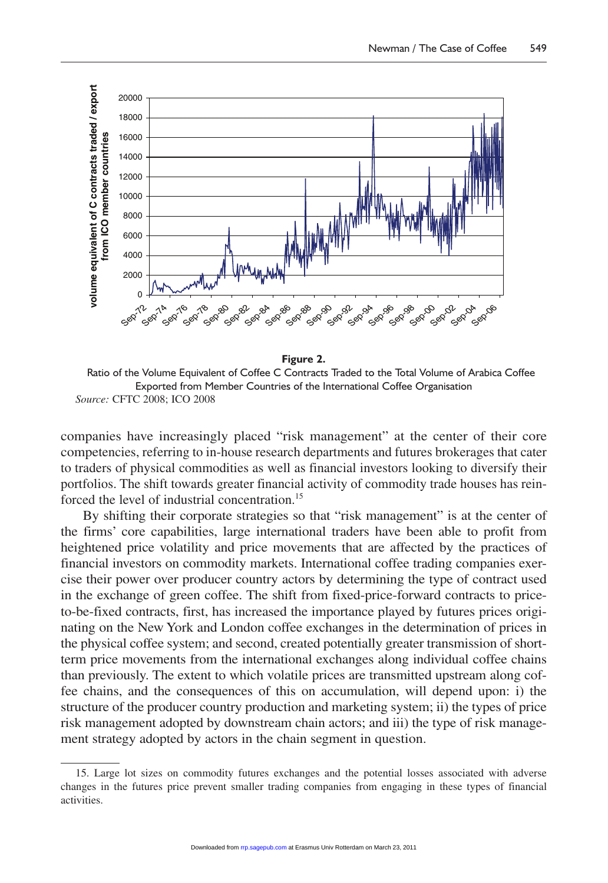**Figure 2.**

Ratio of the Volume Equivalent of Coffee C Contracts Traded to the Total Volume of Arabica Coffee Exported from Member Countries of the International Coffee Organisation

*Source:* CFTC 2008; ICO 2008

companies have increasingly placed "risk management" at the center of their core competencies, referring to in-house research departments and futures brokerages that cater to traders of physical commodities as well as financial investors looking to diversify their portfolios. The shift towards greater financial activity of commodity trade houses has reinforced the level of industrial concentration.[15]

By shifting their corporate strategies so that "risk management" is at the center of the firms' core capabilities, large international traders have been able to profit from heightened price volatility and price movements that are affected by the practices of financial investors on commodity markets. International coffee trading companies exercise their power over producer country actors by determining the type of contract used in the exchange of green coffee. The shift from fixed-price-forward contracts to price-to-be-fixed contracts, first, has increased the importance played by futures prices originating on the New York and London coffee exchanges in the determination of prices in the physical coffee system; and second, created potentially greater transmission of short-term price movements from the international exchanges along individual coffee chains than previously. The extent to which volatile prices are transmitted upstream along coffee chains, and the consequences of this on accumulation, will depend upon: i) the structure of the producer country production and marketing system; ii) the types of price risk management adopted by downstream chain actors; and iii) the type of risk management strategy adopted by actors in the chain segment in question.

15. Large lot sizes on commodity futures exchanges and the potential losses associated with adverse changes in the futures price prevent smaller trading companies from engaging in these types of financial activities.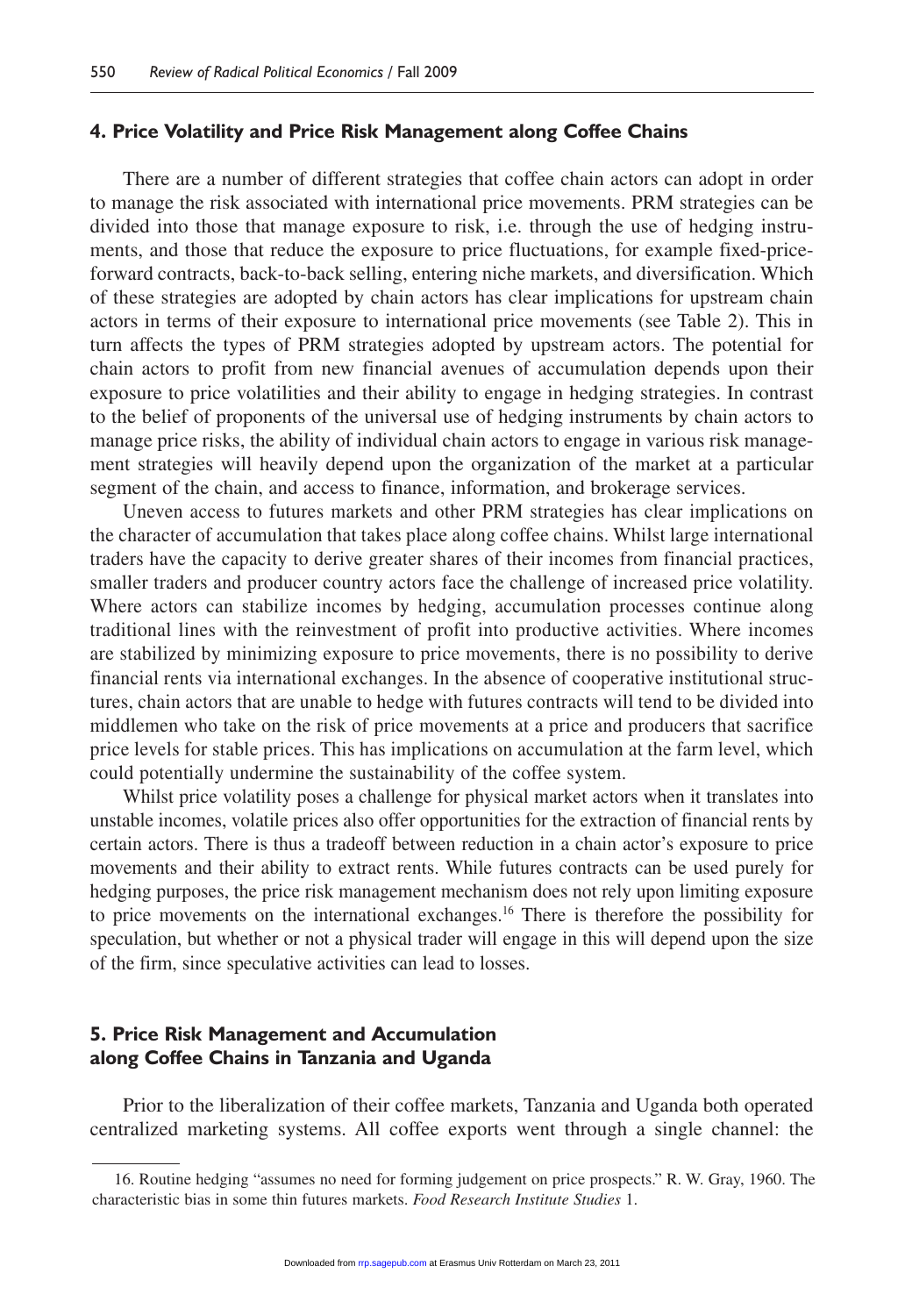### 4. Price Volatility and Price Risk Management along Coffee Chains

There are a number of different strategies that coffee chain actors can adopt in order to manage the risk associated with international price movements. PRM strategies can be divided into those that manage exposure to risk, i.e. through the use of hedging instruments, and those that reduce the exposure to price fluctuations, for example fixed-price-forward contracts, back-to-back selling, entering niche markets, and diversification. Which of these strategies are adopted by chain actors has clear implications for upstream chain actors in terms of their exposure to international price movements (see Table 2). This in turn affects the types of PRM strategies adopted by upstream actors. The potential for chain actors to profit from new financial avenues of accumulation depends upon their exposure to price volatilities and their ability to engage in hedging strategies. In contrast to the belief of proponents of the universal use of hedging instruments by chain actors to manage price risks, the ability of individual chain actors to engage in various risk management strategies will heavily depend upon the organization of the market at a particular segment of the chain, and access to finance, information, and brokerage services.

Uneven access to futures markets and other PRM strategies has clear implications on the character of accumulation that takes place along coffee chains. Whilst large international traders have the capacity to derive greater shares of their incomes from financial practices, smaller traders and producer country actors face the challenge of increased price volatility. Where actors can stabilize incomes by hedging, accumulation processes continue along traditional lines with the reinvestment of profit into productive activities. Where incomes are stabilized by minimizing exposure to price movements, there is no possibility to derive financial rents via international exchanges. In the absence of cooperative institutional structures, chain actors that are unable to hedge with futures contracts will tend to be divided into middlemen who take on the risk of price movements at a price and producers that sacrifice price levels for stable prices. This has implications on accumulation at the farm level, which could potentially undermine the sustainability of the coffee system.

Whilst price volatility poses a challenge for physical market actors when it translates into unstable incomes, volatile prices also offer opportunities for the extraction of financial rents by certain actors. There is thus a tradeoff between reduction in a chain actor's exposure to price movements and their ability to extract rents. While futures contracts can be used purely for hedging purposes, the price risk management mechanism does not rely upon limiting exposure to price movements on the international exchanges.[16] There is therefore the possibility for speculation, but whether or not a physical trader will engage in this will depend upon the size of the firm, since speculative activities can lead to losses.

### 5. Price Risk Management and Accumulation along Coffee Chains in Tanzania and Uganda

Prior to the liberalization of their coffee markets, Tanzania and Uganda both operated centralized marketing systems. All coffee exports went through a single channel: the

16. Routine hedging "assumes no need for forming judgement on price prospects." R. W. Gray, 1960. The characteristic bias in some thin futures markets. *Food Research Institute Studies* 1.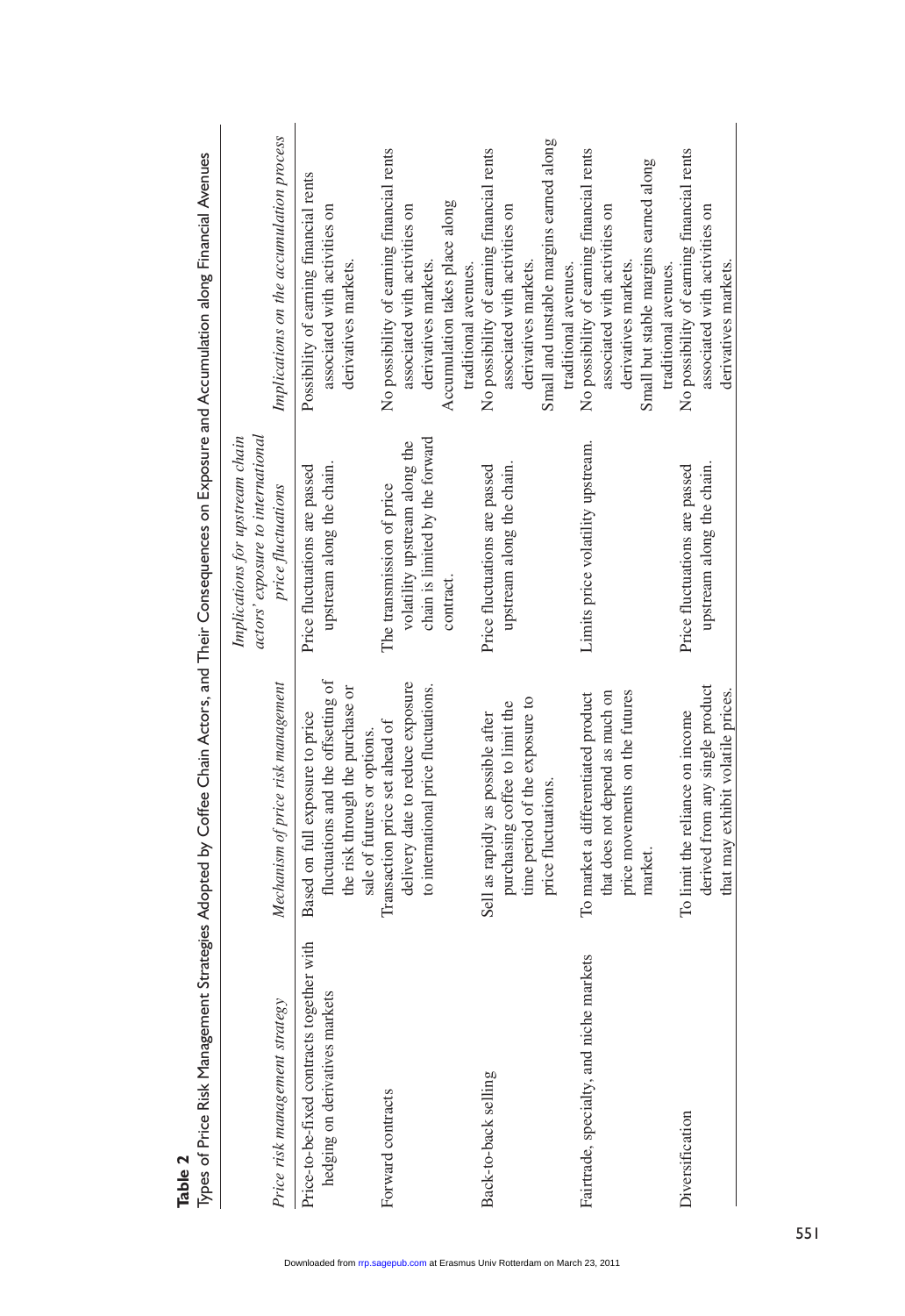**Table 2**

Types of Price Risk Management Strategies Adopted by Coffee Chain Actors, and Their Consequences on Exposure and Accumulation along Financial Avenues

| *Price risk management strategy* | *Mechanism of price risk management* | *Implications for upstream chain actors' exposure to international price fluctuations* | *Implications on the accumulation process* |
|---|---|---|---|
| Price-to-be-fixed contracts together with hedging on derivatives markets | Based on full exposure to price fluctuations and the offsetting of the risk through the purchase or sale of futures or options. | Price fluctuations are passed upstream along the chain. | Possibility of earning financial rents associated with activities on derivatives markets. |
| Forward contracts | Transaction price set ahead of delivery date to reduce exposure to international price fluctuations. | The transmission of price volatility upstream along the chain is limited by the forward contract. | No possibility of earning financial rents associated with activities on derivatives markets. Accumulation takes place along traditional avenues. |
| Back-to-back selling | Sell as rapidly as possible after purchasing coffee to limit the time period of the exposure to price fluctuations. | Price fluctuations are passed upstream along the chain. | No possibility of earning financial rents associated with activities on derivatives markets. Small and unstable margins earned along traditional avenues. |
| Fairtrade, specialty, and niche markets | To market a differentiated product that does not depend as much on price movements on the futures market. | Limits price volatility upstream. | No possibility of earning financial rents associated with activities on derivatives markets. Small but stable margins earned along traditional avenues. |
| Diversification | To limit the reliance on income derived from any single product that may exhibit volatile prices. | Price fluctuations are passed upstream along the chain. | No possibility of earning financial rents associated with activities on derivatives markets. |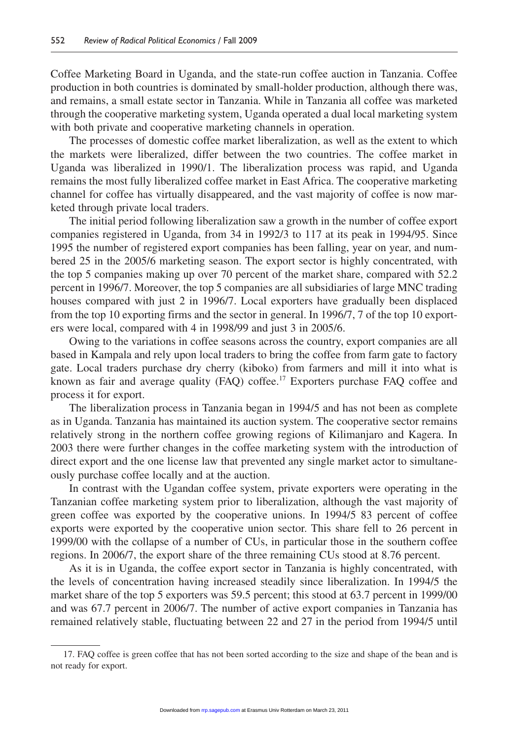Coffee Marketing Board in Uganda, and the state-run coffee auction in Tanzania. Coffee production in both countries is dominated by small-holder production, although there was, and remains, a small estate sector in Tanzania. While in Tanzania all coffee was marketed through the cooperative marketing system, Uganda operated a dual local marketing system with both private and cooperative marketing channels in operation.

The processes of domestic coffee market liberalization, as well as the extent to which the markets were liberalized, differ between the two countries. The coffee market in Uganda was liberalized in 1990/1. The liberalization process was rapid, and Uganda remains the most fully liberalized coffee market in East Africa. The cooperative marketing channel for coffee has virtually disappeared, and the vast majority of coffee is now marketed through private local traders.

The initial period following liberalization saw a growth in the number of coffee export companies registered in Uganda, from 34 in 1992/3 to 117 at its peak in 1994/95. Since 1995 the number of registered export companies has been falling, year on year, and numbered 25 in the 2005/6 marketing season. The export sector is highly concentrated, with the top 5 companies making up over 70 percent of the market share, compared with 52.2 percent in 1996/7. Moreover, the top 5 companies are all subsidiaries of large MNC trading houses compared with just 2 in 1996/7. Local exporters have gradually been displaced from the top 10 exporting firms and the sector in general. In 1996/7, 7 of the top 10 exporters were local, compared with 4 in 1998/99 and just 3 in 2005/6.

Owing to the variations in coffee seasons across the country, export companies are all based in Kampala and rely upon local traders to bring the coffee from farm gate to factory gate. Local traders purchase dry cherry (kiboko) from farmers and mill it into what is known as fair and average quality (FAQ) coffee.[17] Exporters purchase FAQ coffee and process it for export.

The liberalization process in Tanzania began in 1994/5 and has not been as complete as in Uganda. Tanzania has maintained its auction system. The cooperative sector remains relatively strong in the northern coffee growing regions of Kilimanjaro and Kagera. In 2003 there were further changes in the coffee marketing system with the introduction of direct export and the one license law that prevented any single market actor to simultaneously purchase coffee locally and at the auction.

In contrast with the Ugandan coffee system, private exporters were operating in the Tanzanian coffee marketing system prior to liberalization, although the vast majority of green coffee was exported by the cooperative unions. In 1994/5 83 percent of coffee exports were exported by the cooperative union sector. This share fell to 26 percent in 1999/00 with the collapse of a number of CUs, in particular those in the southern coffee regions. In 2006/7, the export share of the three remaining CUs stood at 8.76 percent.

As it is in Uganda, the coffee export sector in Tanzania is highly concentrated, with the levels of concentration having increased steadily since liberalization. In 1994/5 the market share of the top 5 exporters was 59.5 percent; this stood at 63.7 percent in 1999/00 and was 67.7 percent in 2006/7. The number of active export companies in Tanzania has remained relatively stable, fluctuating between 22 and 27 in the period from 1994/5 until

17. FAQ coffee is green coffee that has not been sorted according to the size and shape of the bean and is not ready for export.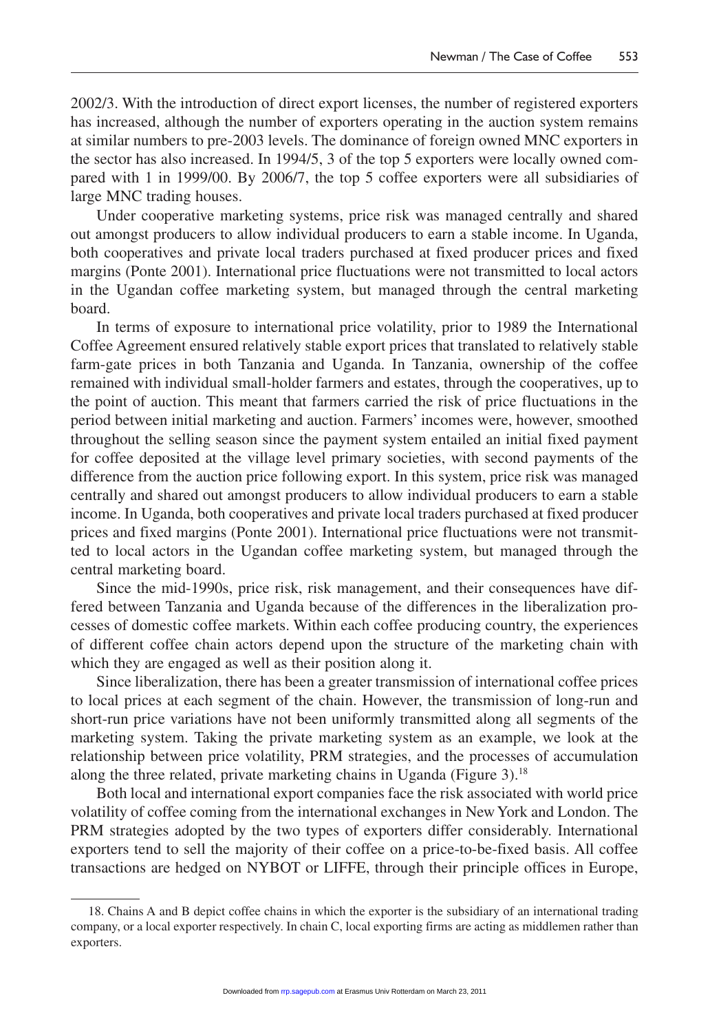2002/3. With the introduction of direct export licenses, the number of registered exporters has increased, although the number of exporters operating in the auction system remains at similar numbers to pre-2003 levels. The dominance of foreign owned MNC exporters in the sector has also increased. In 1994/5, 3 of the top 5 exporters were locally owned compared with 1 in 1999/00. By 2006/7, the top 5 coffee exporters were all subsidiaries of large MNC trading houses.

Under cooperative marketing systems, price risk was managed centrally and shared out amongst producers to allow individual producers to earn a stable income. In Uganda, both cooperatives and private local traders purchased at fixed producer prices and fixed margins (Ponte 2001). International price fluctuations were not transmitted to local actors in the Ugandan coffee marketing system, but managed through the central marketing board.

In terms of exposure to international price volatility, prior to 1989 the International Coffee Agreement ensured relatively stable export prices that translated to relatively stable farm-gate prices in both Tanzania and Uganda. In Tanzania, ownership of the coffee remained with individual small-holder farmers and estates, through the cooperatives, up to the point of auction. This meant that farmers carried the risk of price fluctuations in the period between initial marketing and auction. Farmers' incomes were, however, smoothed throughout the selling season since the payment system entailed an initial fixed payment for coffee deposited at the village level primary societies, with second payments of the difference from the auction price following export. In this system, price risk was managed centrally and shared out amongst producers to allow individual producers to earn a stable income. In Uganda, both cooperatives and private local traders purchased at fixed producer prices and fixed margins (Ponte 2001). International price fluctuations were not transmitted to local actors in the Ugandan coffee marketing system, but managed through the central marketing board.

Since the mid-1990s, price risk, risk management, and their consequences have differed between Tanzania and Uganda because of the differences in the liberalization processes of domestic coffee markets. Within each coffee producing country, the experiences of different coffee chain actors depend upon the structure of the marketing chain with which they are engaged as well as their position along it.

Since liberalization, there has been a greater transmission of international coffee prices to local prices at each segment of the chain. However, the transmission of long-run and short-run price variations have not been uniformly transmitted along all segments of the marketing system. Taking the private marketing system as an example, we look at the relationship between price volatility, PRM strategies, and the processes of accumulation along the three related, private marketing chains in Uganda (Figure 3).[18]

Both local and international export companies face the risk associated with world price volatility of coffee coming from the international exchanges in New York and London. The PRM strategies adopted by the two types of exporters differ considerably. International exporters tend to sell the majority of their coffee on a price-to-be-fixed basis. All coffee transactions are hedged on NYBOT or LIFFE, through their principle offices in Europe,

18. Chains A and B depict coffee chains in which the exporter is the subsidiary of an international trading company, or a local exporter respectively. In chain C, local exporting firms are acting as middlemen rather than exporters.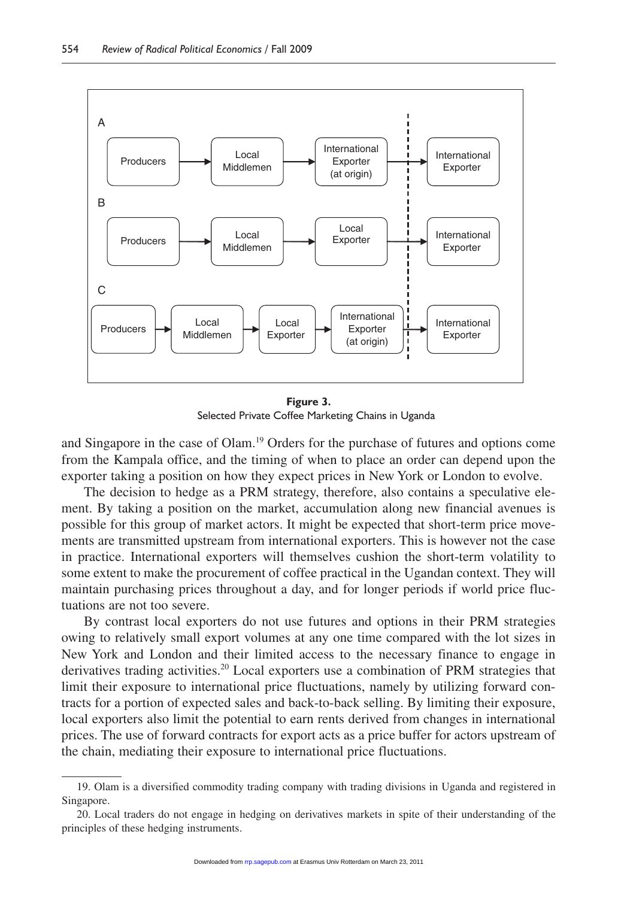A

Producers → Local Middlemen → International Exporter (at origin) → International Exporter

B

Producers → Local Middlemen → Local Exporter → International Exporter

C

Producers → Local Middlemen → Local Exporter → International Exporter (at origin) → International Exporter

**Figure 3.**
Selected Private Coffee Marketing Chains in Uganda

and Singapore in the case of Olam.[19] Orders for the purchase of futures and options come from the Kampala office, and the timing of when to place an order can depend upon the exporter taking a position on how they expect prices in New York or London to evolve.

The decision to hedge as a PRM strategy, therefore, also contains a speculative element. By taking a position on the market, accumulation along new financial avenues is possible for this group of market actors. It might be expected that short-term price movements are transmitted upstream from international exporters. This is however not the case in practice. International exporters will themselves cushion the short-term volatility to some extent to make the procurement of coffee practical in the Ugandan context. They will maintain purchasing prices throughout a day, and for longer periods if world price fluctuations are not too severe.

By contrast local exporters do not use futures and options in their PRM strategies owing to relatively small export volumes at any one time compared with the lot sizes in New York and London and their limited access to the necessary finance to engage in derivatives trading activities.[20] Local exporters use a combination of PRM strategies that limit their exposure to international price fluctuations, namely by utilizing forward contracts for a portion of expected sales and back-to-back selling. By limiting their exposure, local exporters also limit the potential to earn rents derived from changes in international prices. The use of forward contracts for export acts as a price buffer for actors upstream of the chain, mediating their exposure to international price fluctuations.

19. Olam is a diversified commodity trading company with trading divisions in Uganda and registered in Singapore.

20. Local traders do not engage in hedging on derivatives markets in spite of their understanding of the principles of these hedging instruments.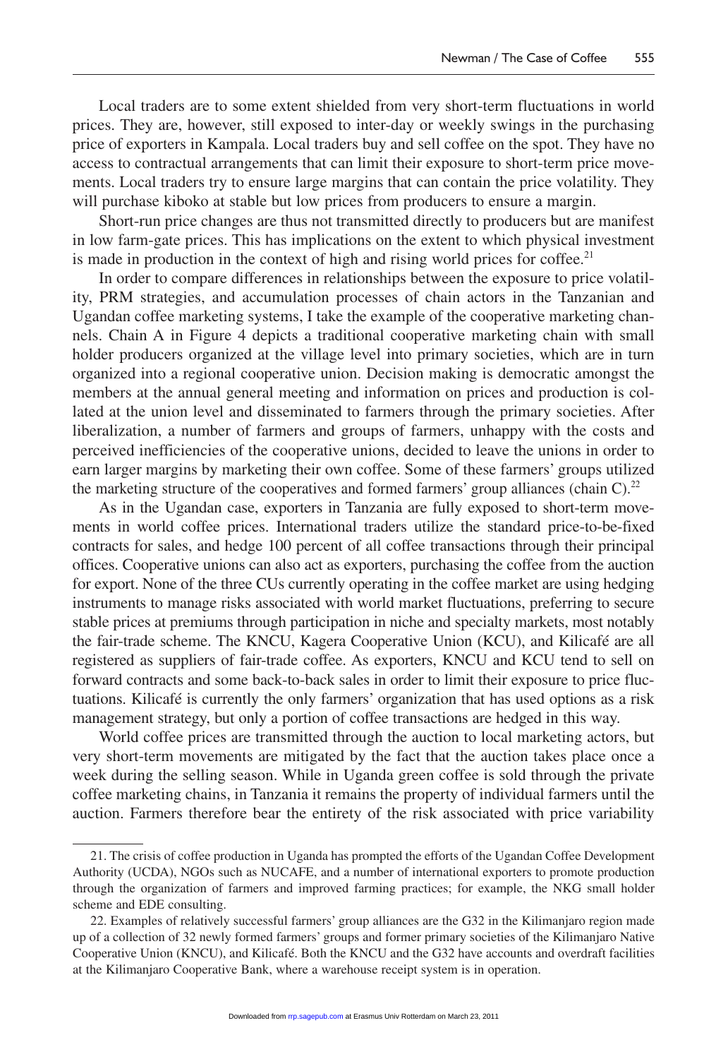Local traders are to some extent shielded from very short-term fluctuations in world prices. They are, however, still exposed to inter-day or weekly swings in the purchasing price of exporters in Kampala. Local traders buy and sell coffee on the spot. They have no access to contractual arrangements that can limit their exposure to short-term price movements. Local traders try to ensure large margins that can contain the price volatility. They will purchase kiboko at stable but low prices from producers to ensure a margin.

Short-run price changes are thus not transmitted directly to producers but are manifest in low farm-gate prices. This has implications on the extent to which physical investment is made in production in the context of high and rising world prices for coffee.[21]

In order to compare differences in relationships between the exposure to price volatility, PRM strategies, and accumulation processes of chain actors in the Tanzanian and Ugandan coffee marketing systems, I take the example of the cooperative marketing channels. Chain A in Figure 4 depicts a traditional cooperative marketing chain with small holder producers organized at the village level into primary societies, which are in turn organized into a regional cooperative union. Decision making is democratic amongst the members at the annual general meeting and information on prices and production is collated at the union level and disseminated to farmers through the primary societies. After liberalization, a number of farmers and groups of farmers, unhappy with the costs and perceived inefficiencies of the cooperative unions, decided to leave the unions in order to earn larger margins by marketing their own coffee. Some of these farmers' groups utilized the marketing structure of the cooperatives and formed farmers' group alliances (chain C).[22]

As in the Ugandan case, exporters in Tanzania are fully exposed to short-term movements in world coffee prices. International traders utilize the standard price-to-be-fixed contracts for sales, and hedge 100 percent of all coffee transactions through their principal offices. Cooperative unions can also act as exporters, purchasing the coffee from the auction for export. None of the three CUs currently operating in the coffee market are using hedging instruments to manage risks associated with world market fluctuations, preferring to secure stable prices at premiums through participation in niche and specialty markets, most notably the fair-trade scheme. The KNCU, Kagera Cooperative Union (KCU), and Kilicafé are all registered as suppliers of fair-trade coffee. As exporters, KNCU and KCU tend to sell on forward contracts and some back-to-back sales in order to limit their exposure to price fluctuations. Kilicafé is currently the only farmers' organization that has used options as a risk management strategy, but only a portion of coffee transactions are hedged in this way.

World coffee prices are transmitted through the auction to local marketing actors, but very short-term movements are mitigated by the fact that the auction takes place once a week during the selling season. While in Uganda green coffee is sold through the private coffee marketing chains, in Tanzania it remains the property of individual farmers until the auction. Farmers therefore bear the entirety of the risk associated with price variability

21. The crisis of coffee production in Uganda has prompted the efforts of the Ugandan Coffee Development Authority (UCDA), NGOs such as NUCAFE, and a number of international exporters to promote production through the organization of farmers and improved farming practices; for example, the NKG small holder scheme and EDE consulting.

22. Examples of relatively successful farmers' group alliances are the G32 in the Kilimanjaro region made up of a collection of 32 newly formed farmers' groups and former primary societies of the Kilimanjaro Native Cooperative Union (KNCU), and Kilicafé. Both the KNCU and the G32 have accounts and overdraft facilities at the Kilimanjaro Cooperative Bank, where a warehouse receipt system is in operation.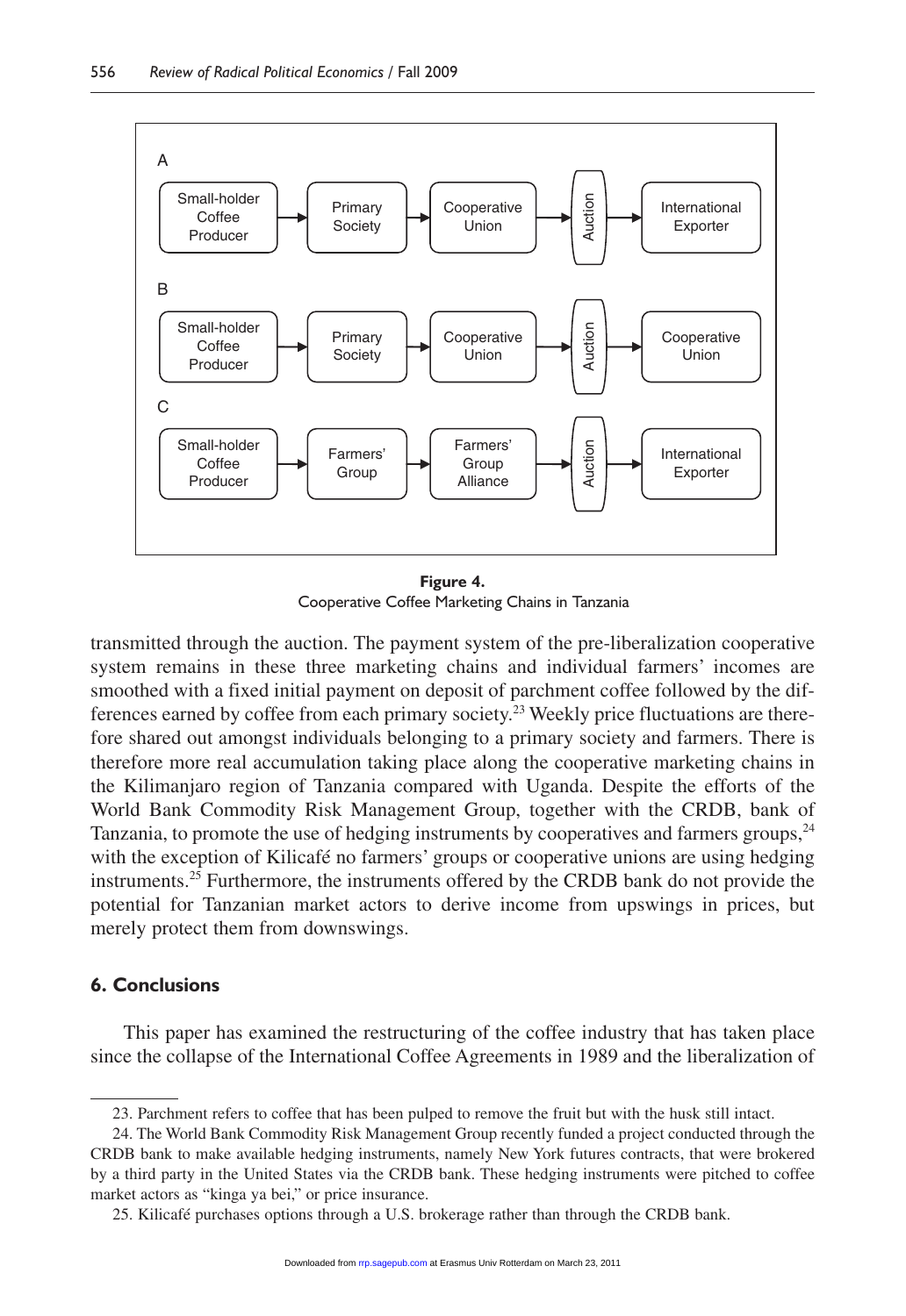A

Small-holder Coffee Producer → Primary Society → Cooperative Union → Auction → International Exporter

B

Small-holder Coffee Producer → Primary Society → Cooperative Union → Auction → Cooperative Union

C

Small-holder Coffee Producer → Farmers' Group → Farmers' Group Alliance → Auction → International Exporter

**Figure 4.**
Cooperative Coffee Marketing Chains in Tanzania

transmitted through the auction. The payment system of the pre-liberalization cooperative system remains in these three marketing chains and individual farmers' incomes are smoothed with a fixed initial payment on deposit of parchment coffee followed by the differences earned by coffee from each primary society.[23] Weekly price fluctuations are therefore shared out amongst individuals belonging to a primary society and farmers. There is therefore more real accumulation taking place along the cooperative marketing chains in the Kilimanjaro region of Tanzania compared with Uganda. Despite the efforts of the World Bank Commodity Risk Management Group, together with the CRDB, bank of Tanzania, to promote the use of hedging instruments by cooperatives and farmers groups,[24] with the exception of Kilicafé no farmers' groups or cooperative unions are using hedging instruments.[25] Furthermore, the instruments offered by the CRDB bank do not provide the potential for Tanzanian market actors to derive income from upswings in prices, but merely protect them from downswings.

## 6. Conclusions

This paper has examined the restructuring of the coffee industry that has taken place since the collapse of the International Coffee Agreements in 1989 and the liberalization of

23. Parchment refers to coffee that has been pulped to remove the fruit but with the husk still intact.

24. The World Bank Commodity Risk Management Group recently funded a project conducted through the CRDB bank to make available hedging instruments, namely New York futures contracts, that were brokered by a third party in the United States via the CRDB bank. These hedging instruments were pitched to coffee market actors as "kinga ya bei," or price insurance.

25. Kilicafé purchases options through a U.S. brokerage rather than through the CRDB bank.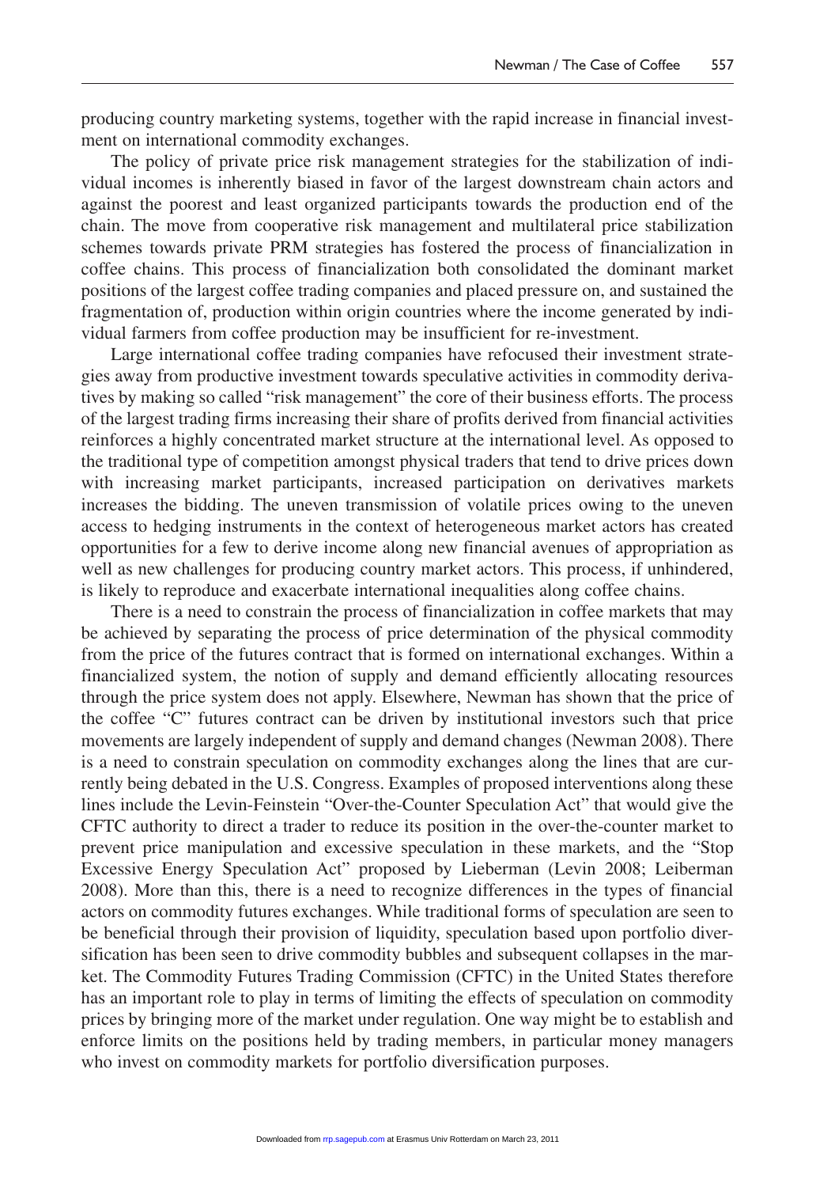producing country marketing systems, together with the rapid increase in financial investment on international commodity exchanges.

The policy of private price risk management strategies for the stabilization of individual incomes is inherently biased in favor of the largest downstream chain actors and against the poorest and least organized participants towards the production end of the chain. The move from cooperative risk management and multilateral price stabilization schemes towards private PRM strategies has fostered the process of financialization in coffee chains. This process of financialization both consolidated the dominant market positions of the largest coffee trading companies and placed pressure on, and sustained the fragmentation of, production within origin countries where the income generated by individual farmers from coffee production may be insufficient for re-investment.

Large international coffee trading companies have refocused their investment strategies away from productive investment towards speculative activities in commodity derivatives by making so called "risk management" the core of their business efforts. The process of the largest trading firms increasing their share of profits derived from financial activities reinforces a highly concentrated market structure at the international level. As opposed to the traditional type of competition amongst physical traders that tend to drive prices down with increasing market participants, increased participation on derivatives markets increases the bidding. The uneven transmission of volatile prices owing to the uneven access to hedging instruments in the context of heterogeneous market actors has created opportunities for a few to derive income along new financial avenues of appropriation as well as new challenges for producing country market actors. This process, if unhindered, is likely to reproduce and exacerbate international inequalities along coffee chains.

There is a need to constrain the process of financialization in coffee markets that may be achieved by separating the process of price determination of the physical commodity from the price of the futures contract that is formed on international exchanges. Within a financialized system, the notion of supply and demand efficiently allocating resources through the price system does not apply. Elsewhere, Newman has shown that the price of the coffee "C" futures contract can be driven by institutional investors such that price movements are largely independent of supply and demand changes (Newman 2008). There is a need to constrain speculation on commodity exchanges along the lines that are currently being debated in the U.S. Congress. Examples of proposed interventions along these lines include the Levin-Feinstein "Over-the-Counter Speculation Act" that would give the CFTC authority to direct a trader to reduce its position in the over-the-counter market to prevent price manipulation and excessive speculation in these markets, and the "Stop Excessive Energy Speculation Act" proposed by Lieberman (Levin 2008; Leiberman 2008). More than this, there is a need to recognize differences in the types of financial actors on commodity futures exchanges. While traditional forms of speculation are seen to be beneficial through their provision of liquidity, speculation based upon portfolio diversification has been seen to drive commodity bubbles and subsequent collapses in the market. The Commodity Futures Trading Commission (CFTC) in the United States therefore has an important role to play in terms of limiting the effects of speculation on commodity prices by bringing more of the market under regulation. One way might be to establish and enforce limits on the positions held by trading members, in particular money managers who invest on commodity markets for portfolio diversification purposes.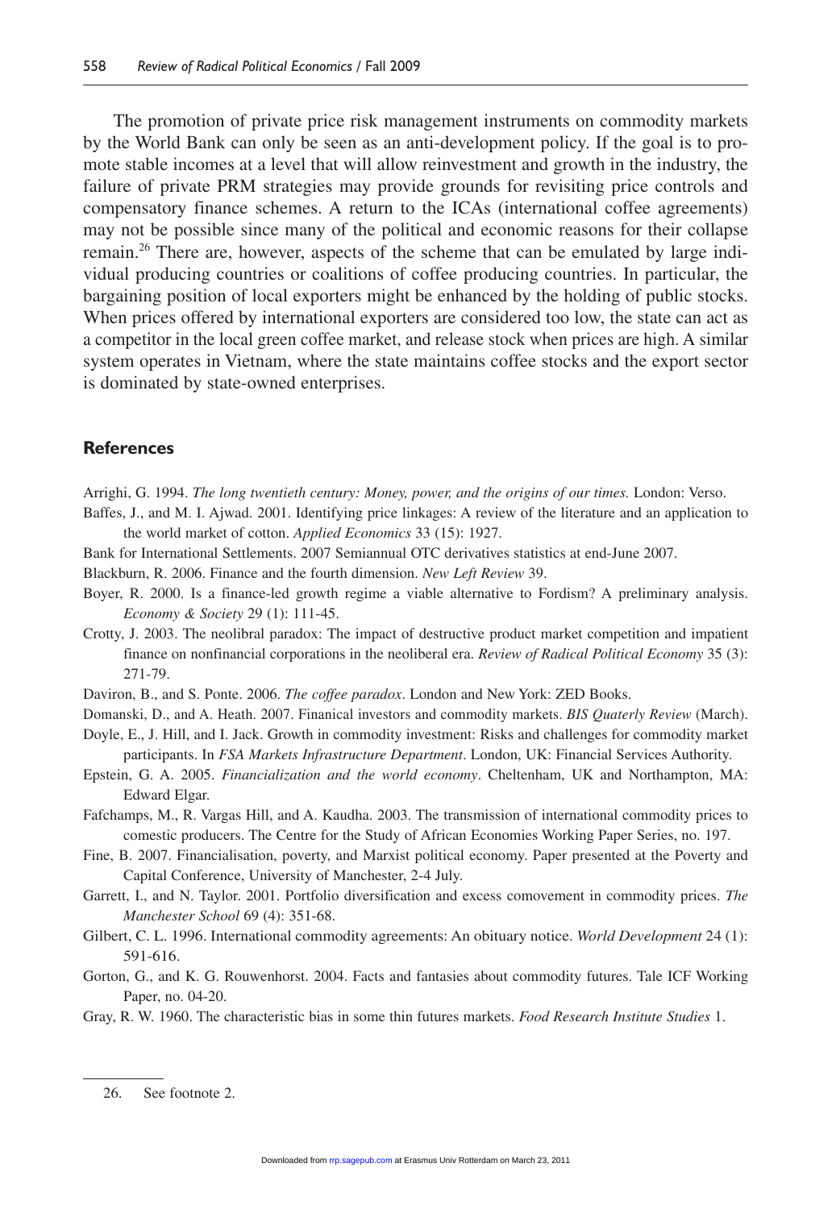The promotion of private price risk management instruments on commodity markets by the World Bank can only be seen as an anti-development policy. If the goal is to promote stable incomes at a level that will allow reinvestment and growth in the industry, the failure of private PRM strategies may provide grounds for revisiting price controls and compensatory finance schemes. A return to the ICAs (international coffee agreements) may not be possible since many of the political and economic reasons for their collapse remain.[26] There are, however, aspects of the scheme that can be emulated by large individual producing countries or coalitions of coffee producing countries. In particular, the bargaining position of local exporters might be enhanced by the holding of public stocks. When prices offered by international exporters are considered too low, the state can act as a competitor in the local green coffee market, and release stock when prices are high. A similar system operates in Vietnam, where the state maintains coffee stocks and the export sector is dominated by state-owned enterprises.

## References

Arrighi, G. 1994. *The long twentieth century: Money, power, and the origins of our times.* London: Verso.

Baffes, J., and M. I. Ajwad. 2001. Identifying price linkages: A review of the literature and an application to the world market of cotton. *Applied Economics* 33 (15): 1927.

Bank for International Settlements. 2007 Semiannual OTC derivatives statistics at end-June 2007.

Blackburn, R. 2006. Finance and the fourth dimension. *New Left Review* 39.

Boyer, R. 2000. Is a finance-led growth regime a viable alternative to Fordism? A preliminary analysis. *Economy & Society* 29 (1): 111-45.

Crotty, J. 2003. The neolibral paradox: The impact of destructive product market competition and impatient finance on nonfinancial corporations in the neoliberal era. *Review of Radical Political Economy* 35 (3): 271-79.

Daviron, B., and S. Ponte. 2006. *The coffee paradox*. London and New York: ZED Books.

Domanski, D., and A. Heath. 2007. Finanical investors and commodity markets. *BIS Quaterly Review* (March).

Doyle, E., J. Hill, and I. Jack. Growth in commodity investment: Risks and challenges for commodity market participants. In *FSA Markets Infrastructure Department*. London, UK: Financial Services Authority.

Epstein, G. A. 2005. *Financialization and the world economy*. Cheltenham, UK and Northampton, MA: Edward Elgar.

Fafchamps, M., R. Vargas Hill, and A. Kaudha. 2003. The transmission of international commodity prices to comestic producers. The Centre for the Study of African Economies Working Paper Series, no. 197.

Fine, B. 2007. Financialisation, poverty, and Marxist political economy. Paper presented at the Poverty and Capital Conference, University of Manchester, 2-4 July.

Garrett, I., and N. Taylor. 2001. Portfolio diversification and excess comovement in commodity prices. *The Manchester School* 69 (4): 351-68.

Gilbert, C. L. 1996. International commodity agreements: An obituary notice. *World Development* 24 (1): 591-616.

Gorton, G., and K. G. Rouwenhorst. 2004. Facts and fantasies about commodity futures. Tale ICF Working Paper, no. 04-20.

Gray, R. W. 1960. The characteristic bias in some thin futures markets. *Food Research Institute Studies* 1.

26. See footnote 2.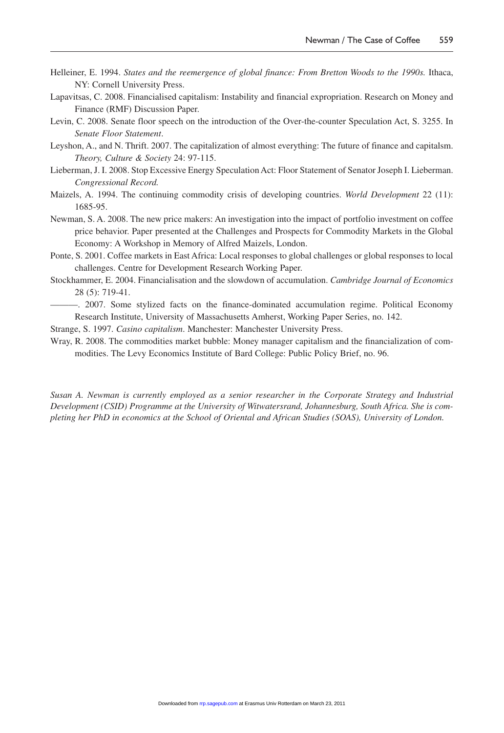Helleiner, E. 1994. *States and the reemergence of global finance: From Bretton Woods to the 1990s.* Ithaca, NY: Cornell University Press.

Lapavitsas, C. 2008. Financialised capitalism: Instability and financial expropriation. Research on Money and Finance (RMF) Discussion Paper.

Levin, C. 2008. Senate floor speech on the introduction of the Over-the-counter Speculation Act, S. 3255. In *Senate Floor Statement*.

Leyshon, A., and N. Thrift. 2007. The capitalization of almost everything: The future of finance and capitalsm. *Theory, Culture & Society* 24: 97-115.

Lieberman, J. I. 2008. Stop Excessive Energy Speculation Act: Floor Statement of Senator Joseph I. Lieberman. *Congressional Record.*

Maizels, A. 1994. The continuing commodity crisis of developing countries. *World Development* 22 (11): 1685-95.

Newman, S. A. 2008. The new price makers: An investigation into the impact of portfolio investment on coffee price behavior. Paper presented at the Challenges and Prospects for Commodity Markets in the Global Economy: A Workshop in Memory of Alfred Maizels, London.

Ponte, S. 2001. Coffee markets in East Africa: Local responses to global challenges or global responses to local challenges. Centre for Development Research Working Paper.

Stockhammer, E. 2004. Financialisation and the slowdown of accumulation. *Cambridge Journal of Economics* 28 (5): 719-41.

———. 2007. Some stylized facts on the finance-dominated accumulation regime. Political Economy Research Institute, University of Massachusetts Amherst, Working Paper Series, no. 142.

Strange, S. 1997. *Casino capitalism*. Manchester: Manchester University Press.

Wray, R. 2008. The commodities market bubble: Money manager capitalism and the financialization of commodities. The Levy Economics Institute of Bard College: Public Policy Brief, no. 96.

*Susan A. Newman is currently employed as a senior researcher in the Corporate Strategy and Industrial Development (CSID) Programme at the University of Witwatersrand, Johannesburg, South Africa. She is completing her PhD in economics at the School of Oriental and African Studies (SOAS), University of London.*